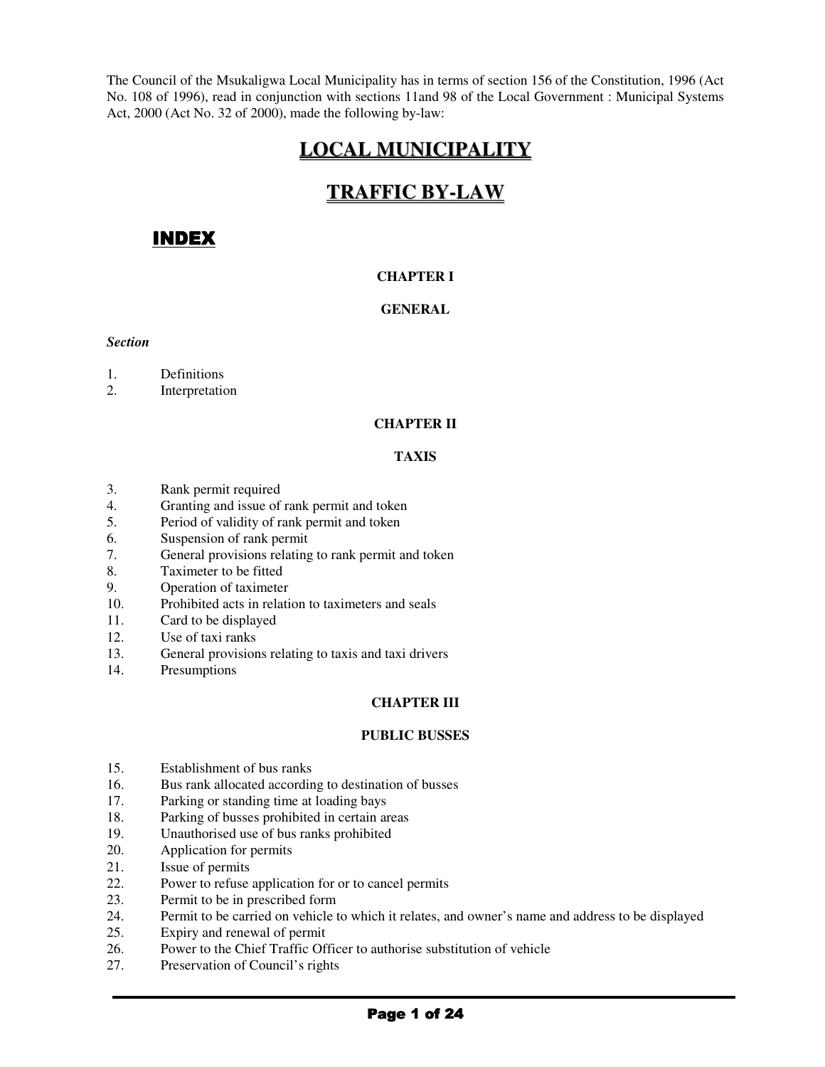The Council of the Msukaligwa Local Municipality has in terms of section 156 of the Constitution, 1996 (Act No. 108 of 1996), read in conjunction with sections 11and 98 of the Local Government : Municipal Systems Act, 2000 (Act No. 32 of 2000), made the following by-law:

# LOCAL MUNICIPALITY

# TRAFFIC BY-LAW

## INDEX

### CHAPTER I

### GENERAL

*Section*

1. Definitions
2. Interpretation

### CHAPTER II

### TAXIS

3. Rank permit required
4. Granting and issue of rank permit and token
5. Period of validity of rank permit and token
6. Suspension of rank permit
7. General provisions relating to rank permit and token
8. Taximeter to be fitted
9. Operation of taximeter
10. Prohibited acts in relation to taximeters and seals
11. Card to be displayed
12. Use of taxi ranks
13. General provisions relating to taxis and taxi drivers
14. Presumptions

### CHAPTER III

### PUBLIC BUSSES

15. Establishment of bus ranks
16. Bus rank allocated according to destination of busses
17. Parking or standing time at loading bays
18. Parking of busses prohibited in certain areas
19. Unauthorised use of bus ranks prohibited
20. Application for permits
21. Issue of permits
22. Power to refuse application for or to cancel permits
23. Permit to be in prescribed form
24. Permit to be carried on vehicle to which it relates, and owner's name and address to be displayed
25. Expiry and renewal of permit
26. Power to the Chief Traffic Officer to authorise substitution of vehicle
27. Preservation of Council's rights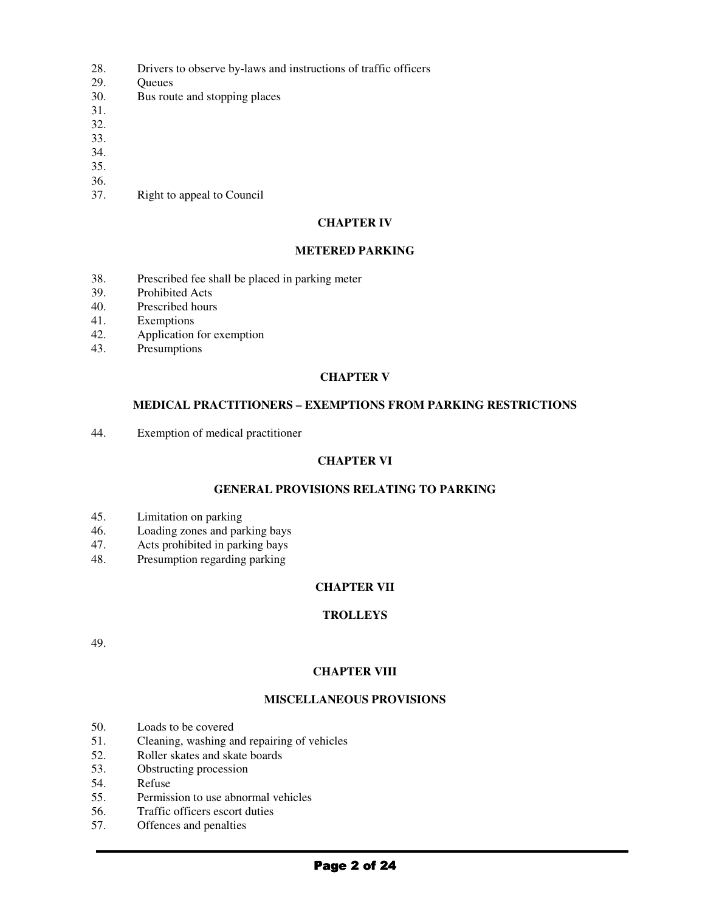28. Drivers to observe by-laws and instructions of traffic officers
29. Queues
30. Bus route and stopping places
31.
32.
33.
34.
35.
36.
37. Right to appeal to Council

**CHAPTER IV**

**METERED PARKING**

38. Prescribed fee shall be placed in parking meter
39. Prohibited Acts
40. Prescribed hours
41. Exemptions
42. Application for exemption
43. Presumptions

**CHAPTER V**

**MEDICAL PRACTITIONERS – EXEMPTIONS FROM PARKING RESTRICTIONS**

44. Exemption of medical practitioner

**CHAPTER VI**

**GENERAL PROVISIONS RELATING TO PARKING**

45. Limitation on parking
46. Loading zones and parking bays
47. Acts prohibited in parking bays
48. Presumption regarding parking

**CHAPTER VII**

**TROLLEYS**

49.

**CHAPTER VIII**

**MISCELLANEOUS PROVISIONS**

50. Loads to be covered
51. Cleaning, washing and repairing of vehicles
52. Roller skates and skate boards
53. Obstructing procession
54. Refuse
55. Permission to use abnormal vehicles
56. Traffic officers escort duties
57. Offences and penalties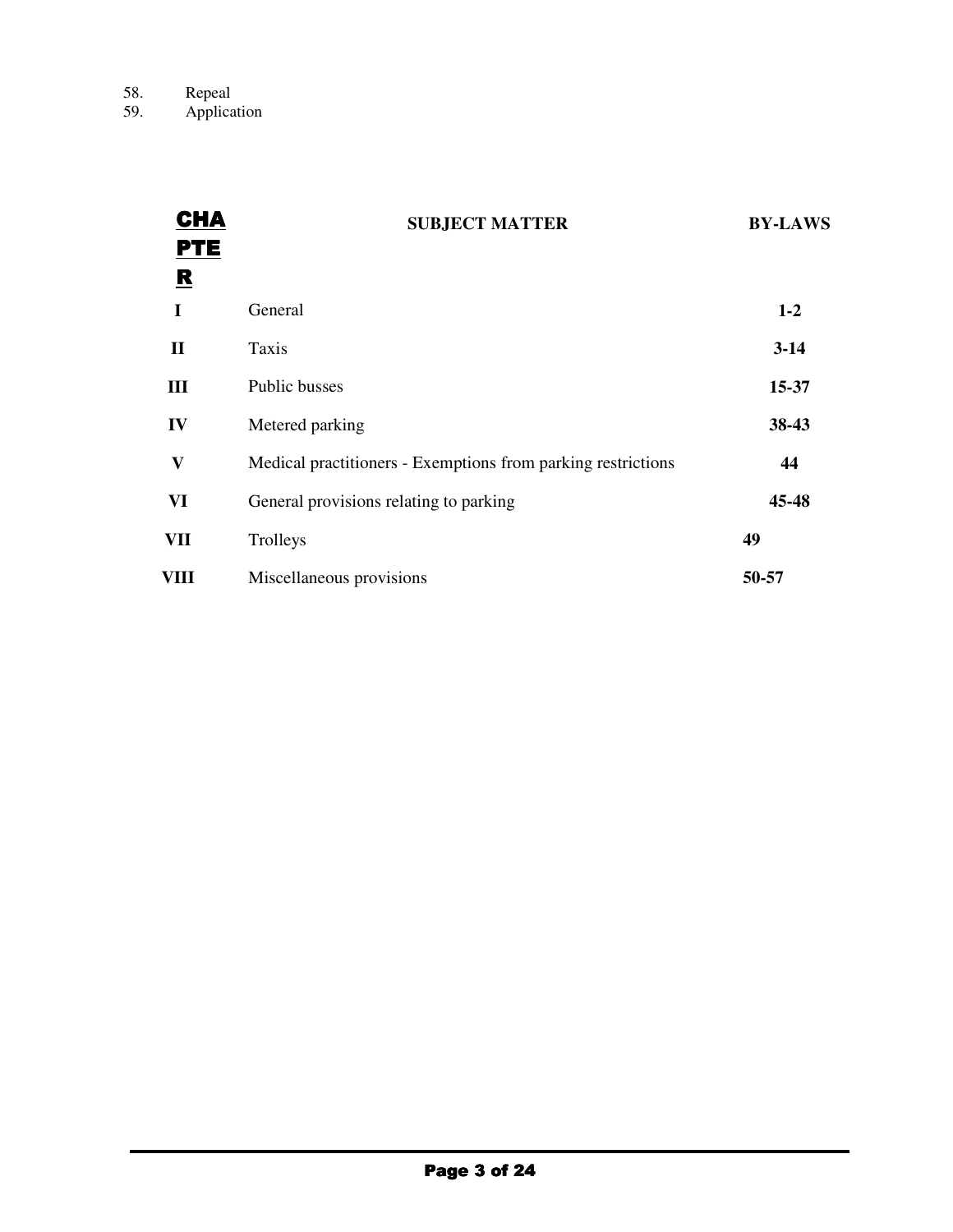58. Repeal
59. Application

| CHAPTER | SUBJECT MATTER | BY-LAWS |
|---|---|---|
| I | General | **1-2** |
| II | Taxis | **3-14** |
| III | Public busses | **15-37** |
| IV | Metered parking | **38-43** |
| V | Medical practitioners - Exemptions from parking restrictions | **44** |
| VI | General provisions relating to parking | **45-48** |
| VII | Trolleys | **49** |
| VIII | Miscellaneous provisions | **50-57** |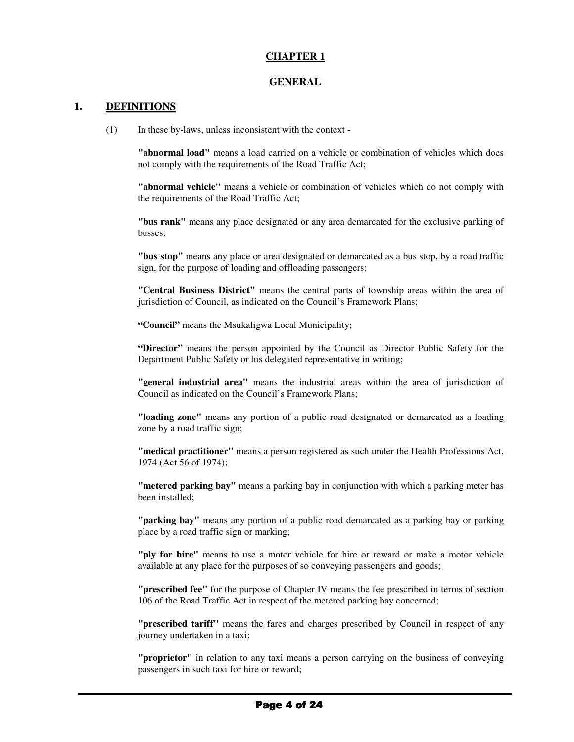# CHAPTER 1

## GENERAL

## 1. DEFINITIONS

(1) In these by-laws, unless inconsistent with the context -

**"abnormal load"** means a load carried on a vehicle or combination of vehicles which does not comply with the requirements of the Road Traffic Act;

**"abnormal vehicle"** means a vehicle or combination of vehicles which do not comply with the requirements of the Road Traffic Act;

**"bus rank"** means any place designated or any area demarcated for the exclusive parking of busses;

**"bus stop"** means any place or area designated or demarcated as a bus stop, by a road traffic sign, for the purpose of loading and offloading passengers;

**"Central Business District"** means the central parts of township areas within the area of jurisdiction of Council, as indicated on the Council's Framework Plans;

**"Council"** means the Msukaligwa Local Municipality;

**"Director"** means the person appointed by the Council as Director Public Safety for the Department Public Safety or his delegated representative in writing;

**"general industrial area"** means the industrial areas within the area of jurisdiction of Council as indicated on the Council's Framework Plans;

**"loading zone"** means any portion of a public road designated or demarcated as a loading zone by a road traffic sign;

**"medical practitioner"** means a person registered as such under the Health Professions Act, 1974 (Act 56 of 1974);

**"metered parking bay"** means a parking bay in conjunction with which a parking meter has been installed;

**"parking bay"** means any portion of a public road demarcated as a parking bay or parking place by a road traffic sign or marking;

**"ply for hire"** means to use a motor vehicle for hire or reward or make a motor vehicle available at any place for the purposes of so conveying passengers and goods;

**"prescribed fee"** for the purpose of Chapter IV means the fee prescribed in terms of section 106 of the Road Traffic Act in respect of the metered parking bay concerned;

**"prescribed tariff"** means the fares and charges prescribed by Council in respect of any journey undertaken in a taxi;

**"proprietor"** in relation to any taxi means a person carrying on the business of conveying passengers in such taxi for hire or reward;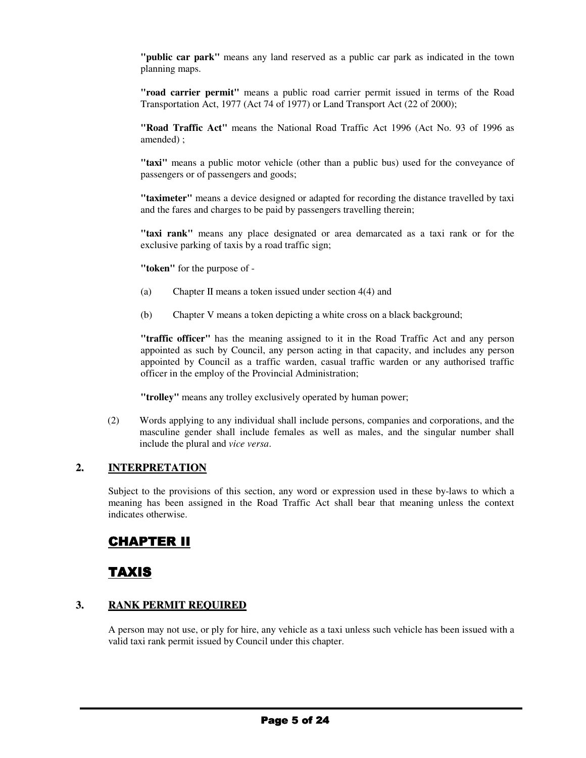**"public car park"** means any land reserved as a public car park as indicated in the town planning maps.

**"road carrier permit"** means a public road carrier permit issued in terms of the Road Transportation Act, 1977 (Act 74 of 1977) or Land Transport Act (22 of 2000);

**"Road Traffic Act"** means the National Road Traffic Act 1996 (Act No. 93 of 1996 as amended) ;

**"taxi"** means a public motor vehicle (other than a public bus) used for the conveyance of passengers or of passengers and goods;

**"taximeter"** means a device designed or adapted for recording the distance travelled by taxi and the fares and charges to be paid by passengers travelling therein;

**"taxi rank"** means any place designated or area demarcated as a taxi rank or for the exclusive parking of taxis by a road traffic sign;

**"token"** for the purpose of -

(a) Chapter II means a token issued under section 4(4) and

(b) Chapter V means a token depicting a white cross on a black background;

**"traffic officer"** has the meaning assigned to it in the Road Traffic Act and any person appointed as such by Council, any person acting in that capacity, and includes any person appointed by Council as a traffic warden, casual traffic warden or any authorised traffic officer in the employ of the Provincial Administration;

**"trolley"** means any trolley exclusively operated by human power;

(2) Words applying to any individual shall include persons, companies and corporations, and the masculine gender shall include females as well as males, and the singular number shall include the plural and *vice versa*.

## 2. INTERPRETATION

Subject to the provisions of this section, any word or expression used in these by-laws to which a meaning has been assigned in the Road Traffic Act shall bear that meaning unless the context indicates otherwise.

# CHAPTER II

# TAXIS

## 3. RANK PERMIT REQUIRED

A person may not use, or ply for hire, any vehicle as a taxi unless such vehicle has been issued with a valid taxi rank permit issued by Council under this chapter.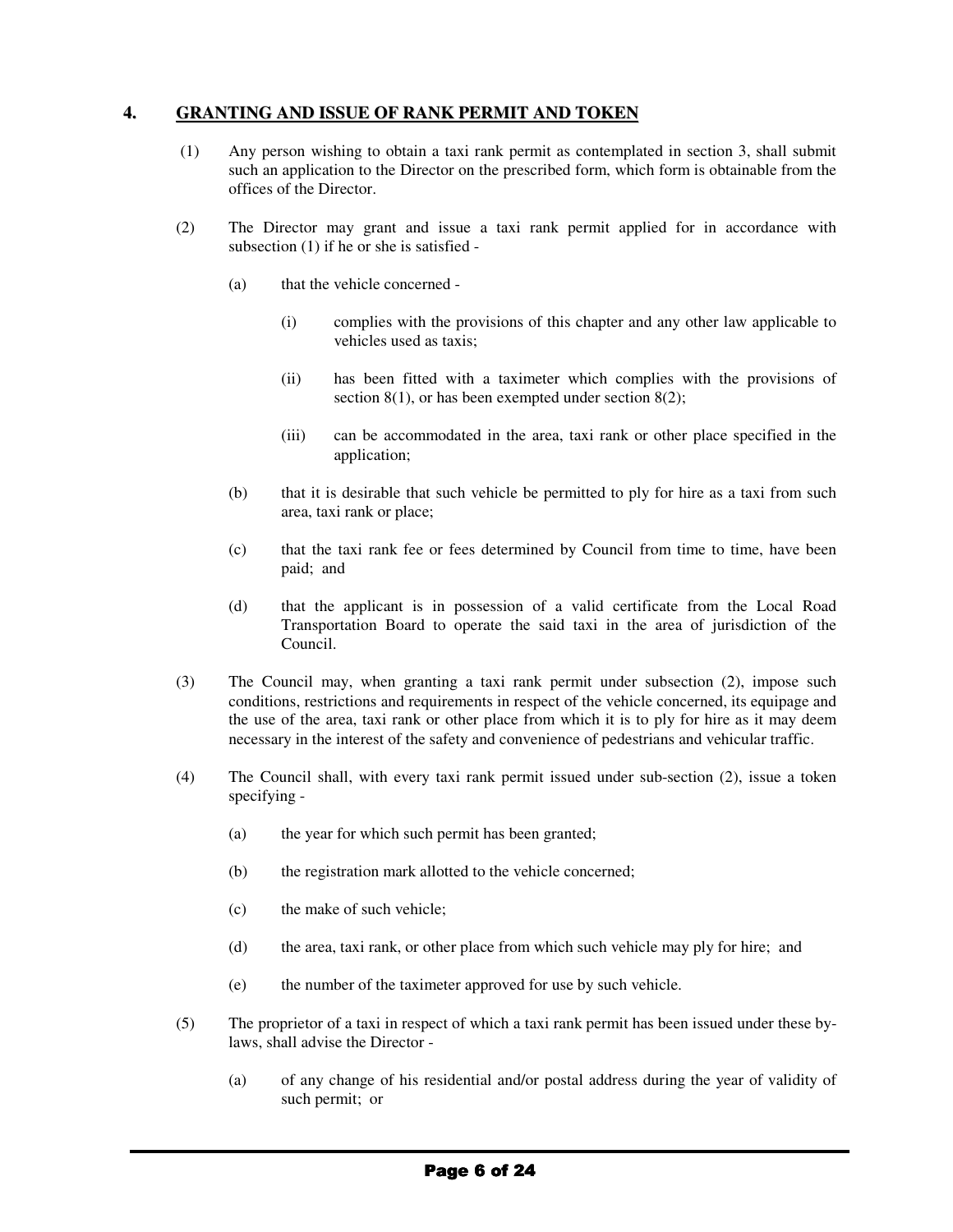## 4. GRANTING AND ISSUE OF RANK PERMIT AND TOKEN

(1) Any person wishing to obtain a taxi rank permit as contemplated in section 3, shall submit such an application to the Director on the prescribed form, which form is obtainable from the offices of the Director.

(2) The Director may grant and issue a taxi rank permit applied for in accordance with subsection (1) if he or she is satisfied -

(a) that the vehicle concerned -

(i) complies with the provisions of this chapter and any other law applicable to vehicles used as taxis;

(ii) has been fitted with a taximeter which complies with the provisions of section 8(1), or has been exempted under section 8(2);

(iii) can be accommodated in the area, taxi rank or other place specified in the application;

(b) that it is desirable that such vehicle be permitted to ply for hire as a taxi from such area, taxi rank or place;

(c) that the taxi rank fee or fees determined by Council from time to time, have been paid; and

(d) that the applicant is in possession of a valid certificate from the Local Road Transportation Board to operate the said taxi in the area of jurisdiction of the Council.

(3) The Council may, when granting a taxi rank permit under subsection (2), impose such conditions, restrictions and requirements in respect of the vehicle concerned, its equipage and the use of the area, taxi rank or other place from which it is to ply for hire as it may deem necessary in the interest of the safety and convenience of pedestrians and vehicular traffic.

(4) The Council shall, with every taxi rank permit issued under sub-section (2), issue a token specifying -

(a) the year for which such permit has been granted;

(b) the registration mark allotted to the vehicle concerned;

(c) the make of such vehicle;

(d) the area, taxi rank, or other place from which such vehicle may ply for hire; and

(e) the number of the taximeter approved for use by such vehicle.

(5) The proprietor of a taxi in respect of which a taxi rank permit has been issued under these by-laws, shall advise the Director -

(a) of any change of his residential and/or postal address during the year of validity of such permit; or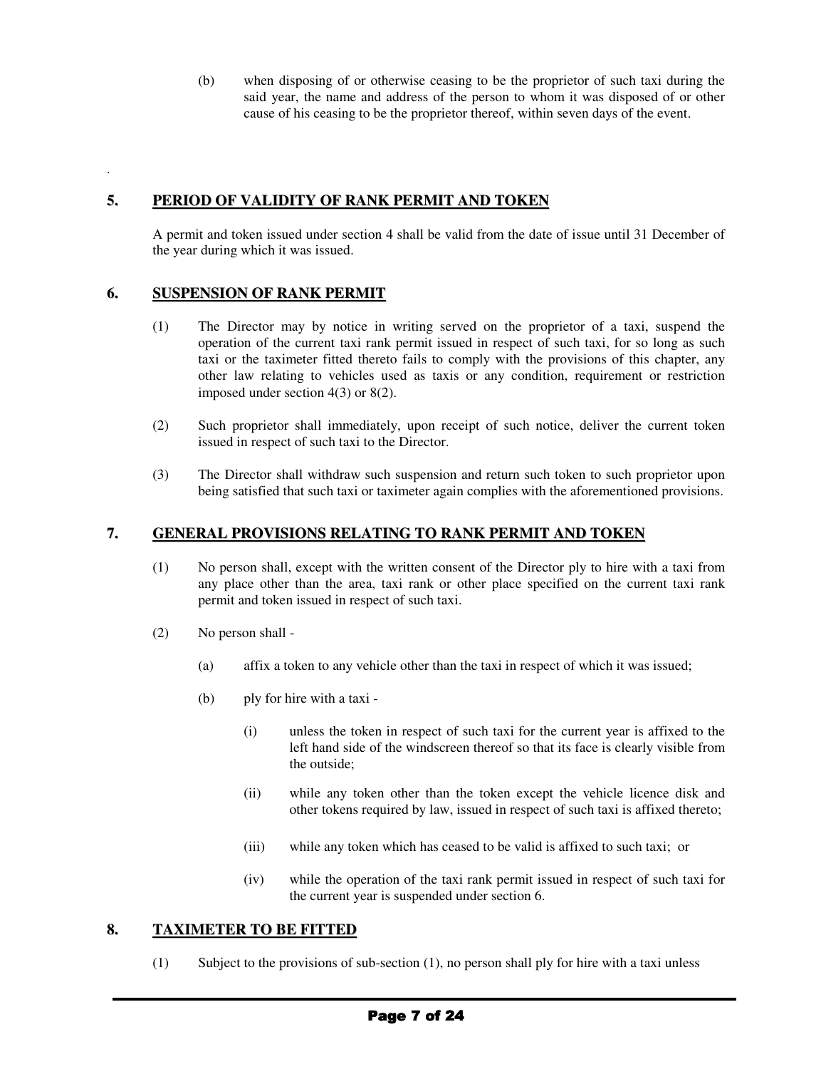(b) when disposing of or otherwise ceasing to be the proprietor of such taxi during the said year, the name and address of the person to whom it was disposed of or other cause of his ceasing to be the proprietor thereof, within seven days of the event.

## 5. PERIOD OF VALIDITY OF RANK PERMIT AND TOKEN

A permit and token issued under section 4 shall be valid from the date of issue until 31 December of the year during which it was issued.

## 6. SUSPENSION OF RANK PERMIT

(1) The Director may by notice in writing served on the proprietor of a taxi, suspend the operation of the current taxi rank permit issued in respect of such taxi, for so long as such taxi or the taximeter fitted thereto fails to comply with the provisions of this chapter, any other law relating to vehicles used as taxis or any condition, requirement or restriction imposed under section 4(3) or 8(2).

(2) Such proprietor shall immediately, upon receipt of such notice, deliver the current token issued in respect of such taxi to the Director.

(3) The Director shall withdraw such suspension and return such token to such proprietor upon being satisfied that such taxi or taximeter again complies with the aforementioned provisions.

## 7. GENERAL PROVISIONS RELATING TO RANK PERMIT AND TOKEN

(1) No person shall, except with the written consent of the Director ply to hire with a taxi from any place other than the area, taxi rank or other place specified on the current taxi rank permit and token issued in respect of such taxi.

(2) No person shall -

(a) affix a token to any vehicle other than the taxi in respect of which it was issued;

(b) ply for hire with a taxi -

(i) unless the token in respect of such taxi for the current year is affixed to the left hand side of the windscreen thereof so that its face is clearly visible from the outside;

(ii) while any token other than the token except the vehicle licence disk and other tokens required by law, issued in respect of such taxi is affixed thereto;

(iii) while any token which has ceased to be valid is affixed to such taxi; or

(iv) while the operation of the taxi rank permit issued in respect of such taxi for the current year is suspended under section 6.

## 8. TAXIMETER TO BE FITTED

(1) Subject to the provisions of sub-section (1), no person shall ply for hire with a taxi unless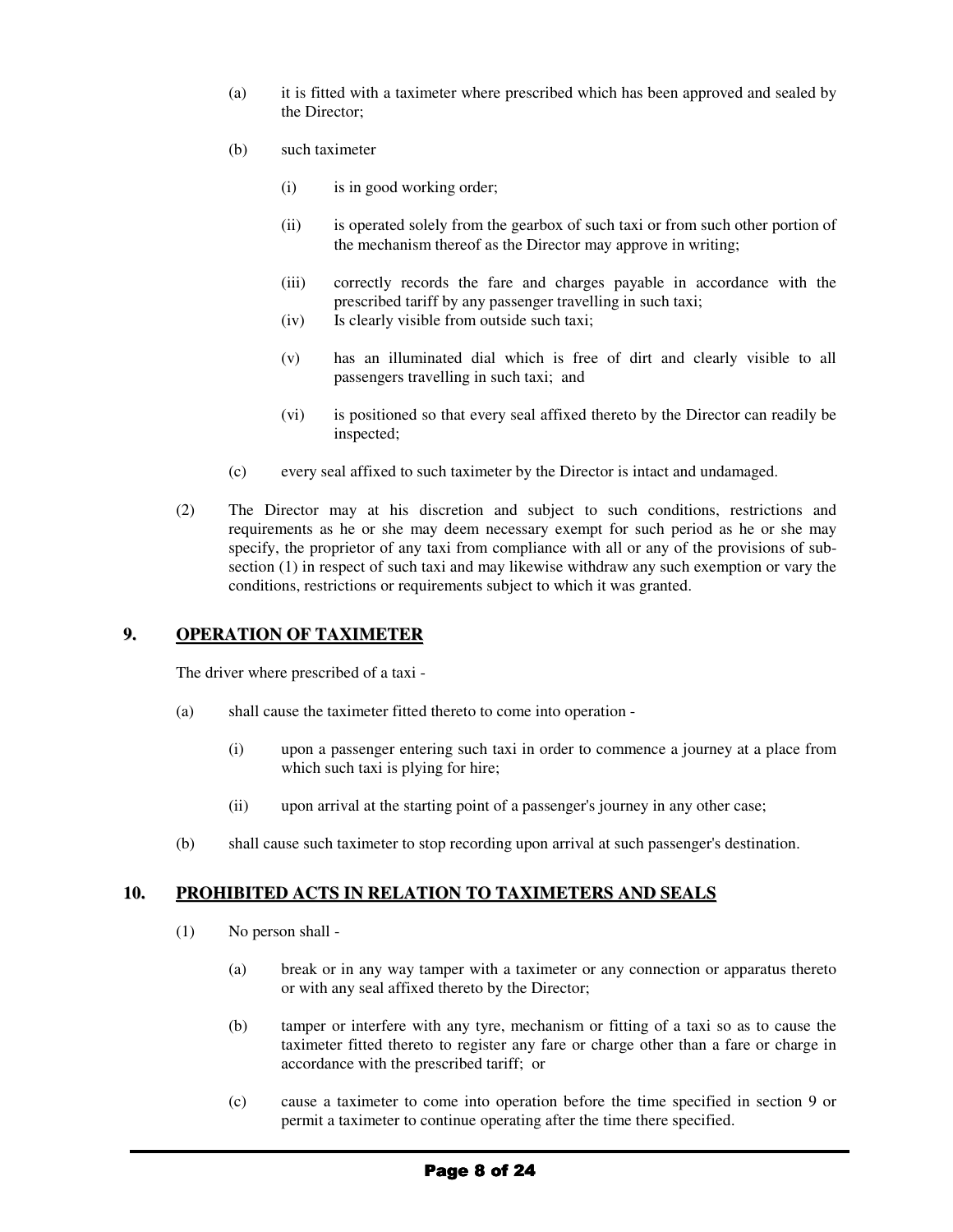(a) it is fitted with a taximeter where prescribed which has been approved and sealed by the Director;

(b) such taximeter

(i) is in good working order;

(ii) is operated solely from the gearbox of such taxi or from such other portion of the mechanism thereof as the Director may approve in writing;

(iii) correctly records the fare and charges payable in accordance with the prescribed tariff by any passenger travelling in such taxi;

(iv) Is clearly visible from outside such taxi;

(v) has an illuminated dial which is free of dirt and clearly visible to all passengers travelling in such taxi; and

(vi) is positioned so that every seal affixed thereto by the Director can readily be inspected;

(c) every seal affixed to such taximeter by the Director is intact and undamaged.

(2) The Director may at his discretion and subject to such conditions, restrictions and requirements as he or she may deem necessary exempt for such period as he or she may specify, the proprietor of any taxi from compliance with all or any of the provisions of sub-section (1) in respect of such taxi and may likewise withdraw any such exemption or vary the conditions, restrictions or requirements subject to which it was granted.

## 9. OPERATION OF TAXIMETER

The driver where prescribed of a taxi -

(a) shall cause the taximeter fitted thereto to come into operation -

(i) upon a passenger entering such taxi in order to commence a journey at a place from which such taxi is plying for hire;

(ii) upon arrival at the starting point of a passenger's journey in any other case;

(b) shall cause such taximeter to stop recording upon arrival at such passenger's destination.

## 10. PROHIBITED ACTS IN RELATION TO TAXIMETERS AND SEALS

(1) No person shall -

(a) break or in any way tamper with a taximeter or any connection or apparatus thereto or with any seal affixed thereto by the Director;

(b) tamper or interfere with any tyre, mechanism or fitting of a taxi so as to cause the taximeter fitted thereto to register any fare or charge other than a fare or charge in accordance with the prescribed tariff; or

(c) cause a taximeter to come into operation before the time specified in section 9 or permit a taximeter to continue operating after the time there specified.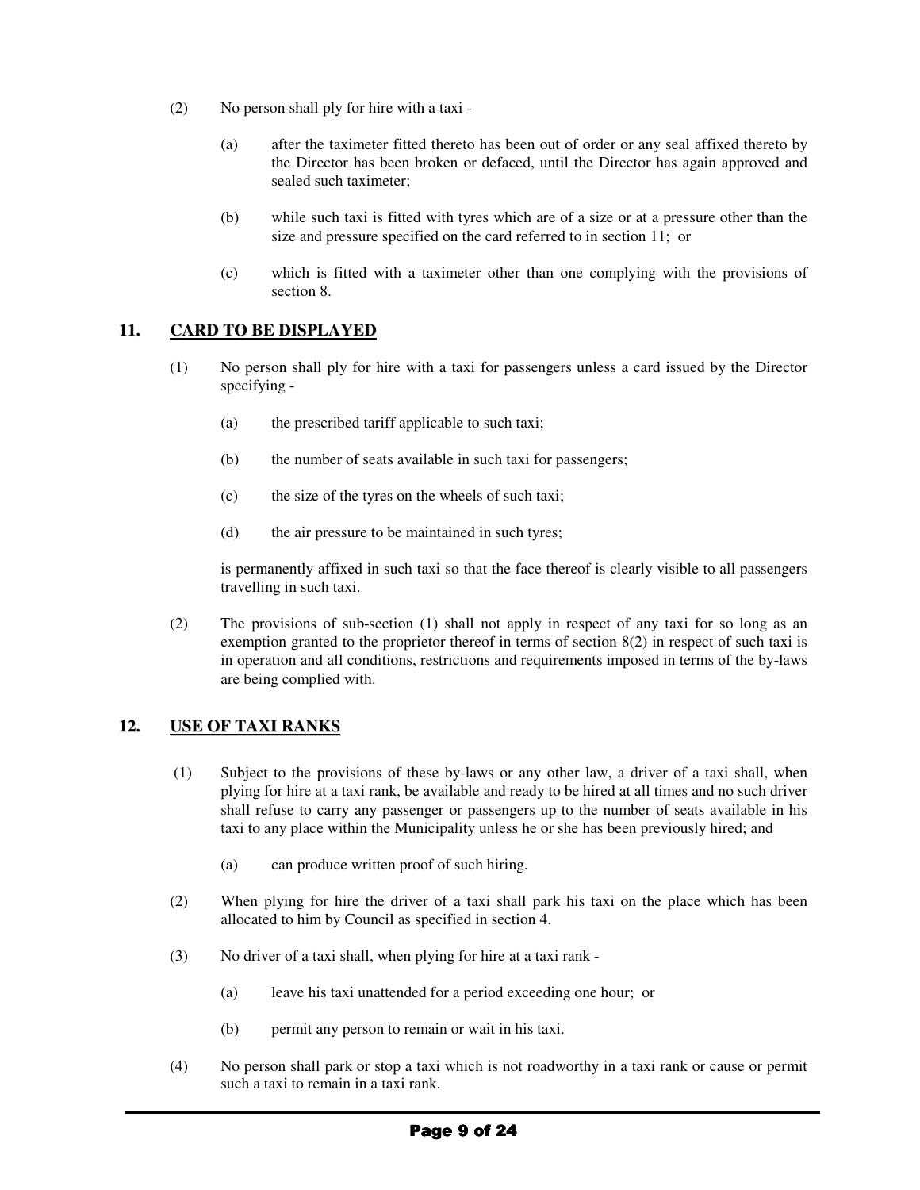(2) No person shall ply for hire with a taxi -

(a) after the taximeter fitted thereto has been out of order or any seal affixed thereto by the Director has been broken or defaced, until the Director has again approved and sealed such taximeter;

(b) while such taxi is fitted with tyres which are of a size or at a pressure other than the size and pressure specified on the card referred to in section 11; or

(c) which is fitted with a taximeter other than one complying with the provisions of section 8.

## 11. CARD TO BE DISPLAYED

(1) No person shall ply for hire with a taxi for passengers unless a card issued by the Director specifying -

(a) the prescribed tariff applicable to such taxi;

(b) the number of seats available in such taxi for passengers;

(c) the size of the tyres on the wheels of such taxi;

(d) the air pressure to be maintained in such tyres;

is permanently affixed in such taxi so that the face thereof is clearly visible to all passengers travelling in such taxi.

(2) The provisions of sub-section (1) shall not apply in respect of any taxi for so long as an exemption granted to the proprietor thereof in terms of section 8(2) in respect of such taxi is in operation and all conditions, restrictions and requirements imposed in terms of the by-laws are being complied with.

## 12. USE OF TAXI RANKS

(1) Subject to the provisions of these by-laws or any other law, a driver of a taxi shall, when plying for hire at a taxi rank, be available and ready to be hired at all times and no such driver shall refuse to carry any passenger or passengers up to the number of seats available in his taxi to any place within the Municipality unless he or she has been previously hired; and

(a) can produce written proof of such hiring.

(2) When plying for hire the driver of a taxi shall park his taxi on the place which has been allocated to him by Council as specified in section 4.

(3) No driver of a taxi shall, when plying for hire at a taxi rank -

(a) leave his taxi unattended for a period exceeding one hour; or

(b) permit any person to remain or wait in his taxi.

(4) No person shall park or stop a taxi which is not roadworthy in a taxi rank or cause or permit such a taxi to remain in a taxi rank.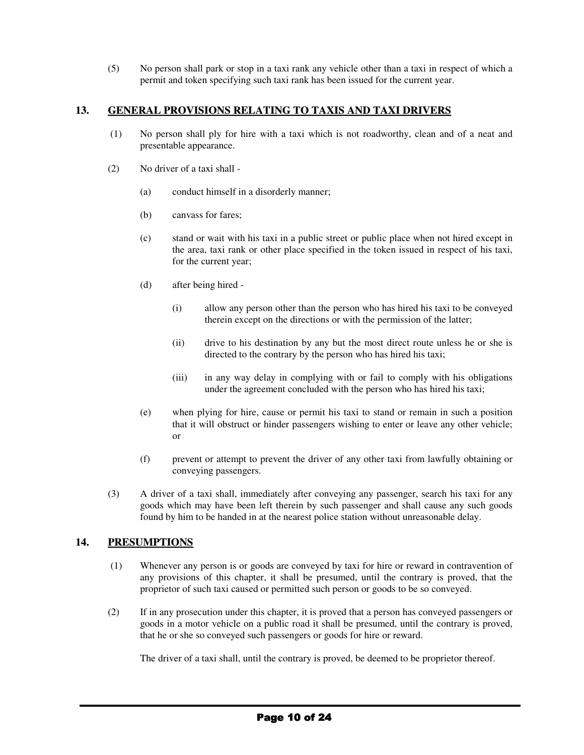(5) No person shall park or stop in a taxi rank any vehicle other than a taxi in respect of which a permit and token specifying such taxi rank has been issued for the current year.

## 13. GENERAL PROVISIONS RELATING TO TAXIS AND TAXI DRIVERS

(1) No person shall ply for hire with a taxi which is not roadworthy, clean and of a neat and presentable appearance.

(2) No driver of a taxi shall -

- (a) conduct himself in a disorderly manner;
- (b) canvass for fares;
- (c) stand or wait with his taxi in a public street or public place when not hired except in the area, taxi rank or other place specified in the token issued in respect of his taxi, for the current year;
- (d) after being hired -
  - (i) allow any person other than the person who has hired his taxi to be conveyed therein except on the directions or with the permission of the latter;
  - (ii) drive to his destination by any but the most direct route unless he or she is directed to the contrary by the person who has hired his taxi;
  - (iii) in any way delay in complying with or fail to comply with his obligations under the agreement concluded with the person who has hired his taxi;
- (e) when plying for hire, cause or permit his taxi to stand or remain in such a position that it will obstruct or hinder passengers wishing to enter or leave any other vehicle; or
- (f) prevent or attempt to prevent the driver of any other taxi from lawfully obtaining or conveying passengers.

(3) A driver of a taxi shall, immediately after conveying any passenger, search his taxi for any goods which may have been left therein by such passenger and shall cause any such goods found by him to be handed in at the nearest police station without unreasonable delay.

## 14. PRESUMPTIONS

(1) Whenever any person is or goods are conveyed by taxi for hire or reward in contravention of any provisions of this chapter, it shall be presumed, until the contrary is proved, that the proprietor of such taxi caused or permitted such person or goods to be so conveyed.

(2) If in any prosecution under this chapter, it is proved that a person has conveyed passengers or goods in a motor vehicle on a public road it shall be presumed, until the contrary is proved, that he or she so conveyed such passengers or goods for hire or reward.

The driver of a taxi shall, until the contrary is proved, be deemed to be proprietor thereof.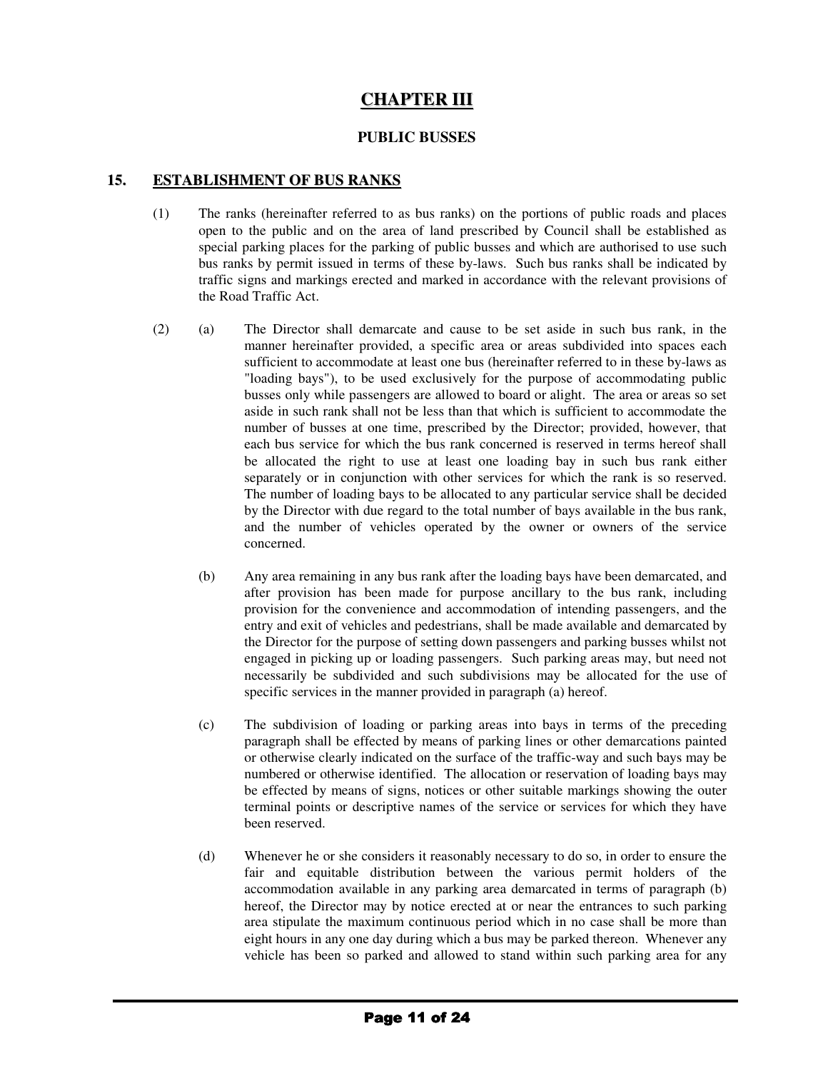# CHAPTER III

## PUBLIC BUSSES

### 15. ESTABLISHMENT OF BUS RANKS

(1) The ranks (hereinafter referred to as bus ranks) on the portions of public roads and places open to the public and on the area of land prescribed by Council shall be established as special parking places for the parking of public busses and which are authorised to use such bus ranks by permit issued in terms of these by-laws. Such bus ranks shall be indicated by traffic signs and markings erected and marked in accordance with the relevant provisions of the Road Traffic Act.

(2) (a) The Director shall demarcate and cause to be set aside in such bus rank, in the manner hereinafter provided, a specific area or areas subdivided into spaces each sufficient to accommodate at least one bus (hereinafter referred to in these by-laws as "loading bays"), to be used exclusively for the purpose of accommodating public busses only while passengers are allowed to board or alight. The area or areas so set aside in such rank shall not be less than that which is sufficient to accommodate the number of busses at one time, prescribed by the Director; provided, however, that each bus service for which the bus rank concerned is reserved in terms hereof shall be allocated the right to use at least one loading bay in such bus rank either separately or in conjunction with other services for which the rank is so reserved. The number of loading bays to be allocated to any particular service shall be decided by the Director with due regard to the total number of bays available in the bus rank, and the number of vehicles operated by the owner or owners of the service concerned.

(b) Any area remaining in any bus rank after the loading bays have been demarcated, and after provision has been made for purpose ancillary to the bus rank, including provision for the convenience and accommodation of intending passengers, and the entry and exit of vehicles and pedestrians, shall be made available and demarcated by the Director for the purpose of setting down passengers and parking busses whilst not engaged in picking up or loading passengers. Such parking areas may, but need not necessarily be subdivided and such subdivisions may be allocated for the use of specific services in the manner provided in paragraph (a) hereof.

(c) The subdivision of loading or parking areas into bays in terms of the preceding paragraph shall be effected by means of parking lines or other demarcations painted or otherwise clearly indicated on the surface of the traffic-way and such bays may be numbered or otherwise identified. The allocation or reservation of loading bays may be effected by means of signs, notices or other suitable markings showing the outer terminal points or descriptive names of the service or services for which they have been reserved.

(d) Whenever he or she considers it reasonably necessary to do so, in order to ensure the fair and equitable distribution between the various permit holders of the accommodation available in any parking area demarcated in terms of paragraph (b) hereof, the Director may by notice erected at or near the entrances to such parking area stipulate the maximum continuous period which in no case shall be more than eight hours in any one day during which a bus may be parked thereon. Whenever any vehicle has been so parked and allowed to stand within such parking area for any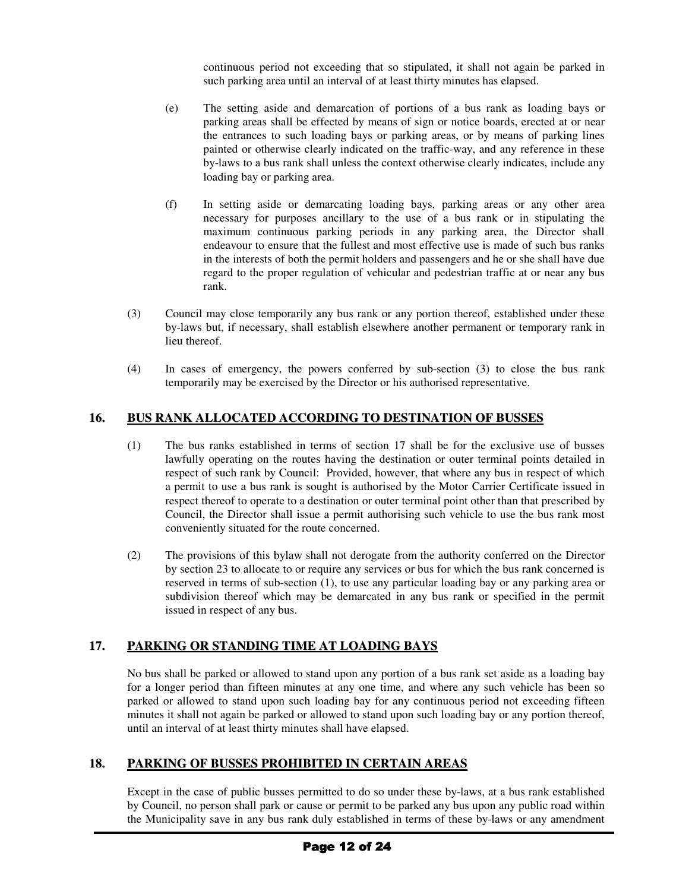continuous period not exceeding that so stipulated, it shall not again be parked in such parking area until an interval of at least thirty minutes has elapsed.

(e) The setting aside and demarcation of portions of a bus rank as loading bays or parking areas shall be effected by means of sign or notice boards, erected at or near the entrances to such loading bays or parking areas, or by means of parking lines painted or otherwise clearly indicated on the traffic-way, and any reference in these by-laws to a bus rank shall unless the context otherwise clearly indicates, include any loading bay or parking area.

(f) In setting aside or demarcating loading bays, parking areas or any other area necessary for purposes ancillary to the use of a bus rank or in stipulating the maximum continuous parking periods in any parking area, the Director shall endeavour to ensure that the fullest and most effective use is made of such bus ranks in the interests of both the permit holders and passengers and he or she shall have due regard to the proper regulation of vehicular and pedestrian traffic at or near any bus rank.

(3) Council may close temporarily any bus rank or any portion thereof, established under these by-laws but, if necessary, shall establish elsewhere another permanent or temporary rank in lieu thereof.

(4) In cases of emergency, the powers conferred by sub-section (3) to close the bus rank temporarily may be exercised by the Director or his authorised representative.

## 16. BUS RANK ALLOCATED ACCORDING TO DESTINATION OF BUSSES

(1) The bus ranks established in terms of section 17 shall be for the exclusive use of busses lawfully operating on the routes having the destination or outer terminal points detailed in respect of such rank by Council: Provided, however, that where any bus in respect of which a permit to use a bus rank is sought is authorised by the Motor Carrier Certificate issued in respect thereof to operate to a destination or outer terminal point other than that prescribed by Council, the Director shall issue a permit authorising such vehicle to use the bus rank most conveniently situated for the route concerned.

(2) The provisions of this bylaw shall not derogate from the authority conferred on the Director by section 23 to allocate to or require any services or bus for which the bus rank concerned is reserved in terms of sub-section (1), to use any particular loading bay or any parking area or subdivision thereof which may be demarcated in any bus rank or specified in the permit issued in respect of any bus.

## 17. PARKING OR STANDING TIME AT LOADING BAYS

No bus shall be parked or allowed to stand upon any portion of a bus rank set aside as a loading bay for a longer period than fifteen minutes at any one time, and where any such vehicle has been so parked or allowed to stand upon such loading bay for any continuous period not exceeding fifteen minutes it shall not again be parked or allowed to stand upon such loading bay or any portion thereof, until an interval of at least thirty minutes shall have elapsed.

## 18. PARKING OF BUSSES PROHIBITED IN CERTAIN AREAS

Except in the case of public busses permitted to do so under these by-laws, at a bus rank established by Council, no person shall park or cause or permit to be parked any bus upon any public road within the Municipality save in any bus rank duly established in terms of these by-laws or any amendment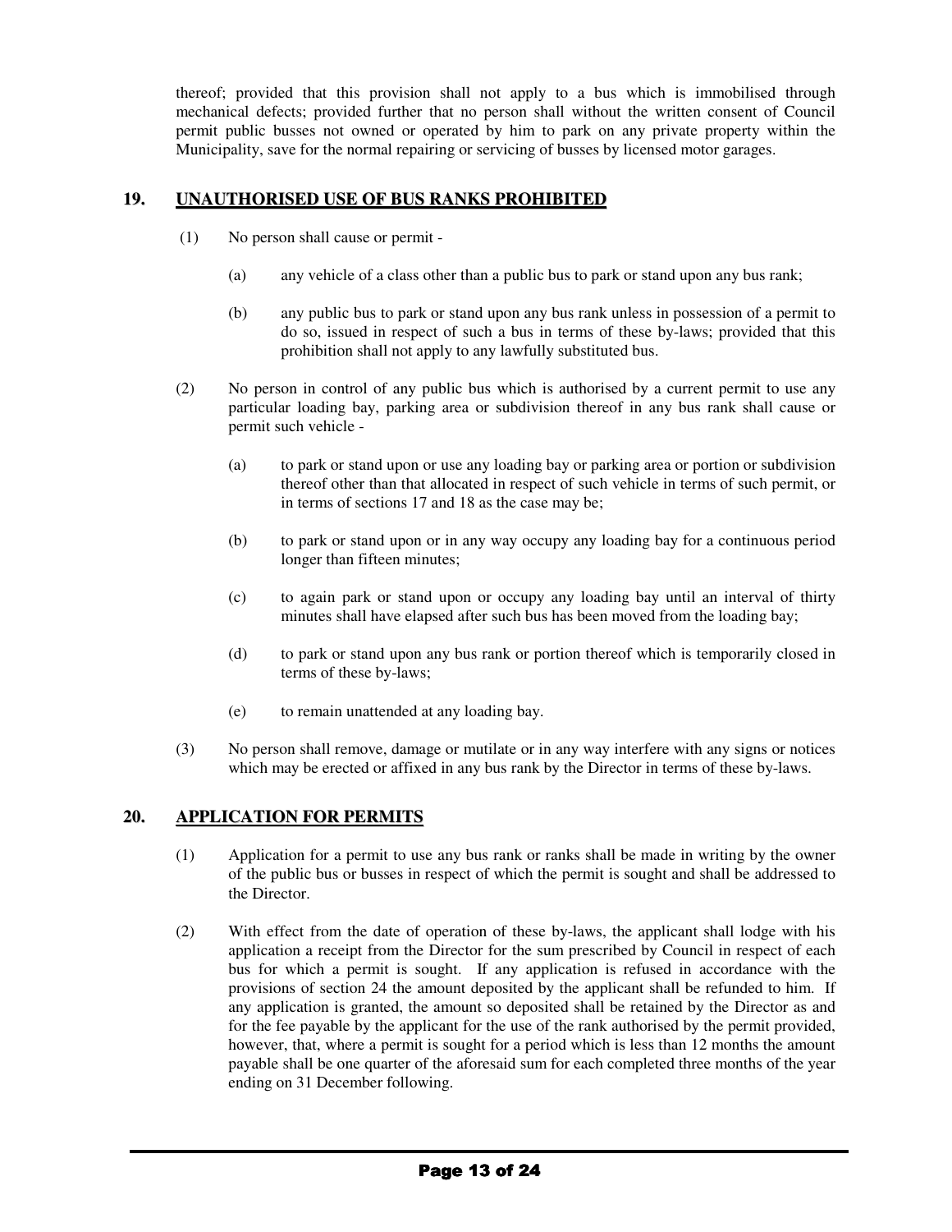thereof; provided that this provision shall not apply to a bus which is immobilised through mechanical defects; provided further that no person shall without the written consent of Council permit public busses not owned or operated by him to park on any private property within the Municipality, save for the normal repairing or servicing of busses by licensed motor garages.

## 19. UNAUTHORISED USE OF BUS RANKS PROHIBITED

(1) No person shall cause or permit -

(a) any vehicle of a class other than a public bus to park or stand upon any bus rank;

(b) any public bus to park or stand upon any bus rank unless in possession of a permit to do so, issued in respect of such a bus in terms of these by-laws; provided that this prohibition shall not apply to any lawfully substituted bus.

(2) No person in control of any public bus which is authorised by a current permit to use any particular loading bay, parking area or subdivision thereof in any bus rank shall cause or permit such vehicle -

(a) to park or stand upon or use any loading bay or parking area or portion or subdivision thereof other than that allocated in respect of such vehicle in terms of such permit, or in terms of sections 17 and 18 as the case may be;

(b) to park or stand upon or in any way occupy any loading bay for a continuous period longer than fifteen minutes;

(c) to again park or stand upon or occupy any loading bay until an interval of thirty minutes shall have elapsed after such bus has been moved from the loading bay;

(d) to park or stand upon any bus rank or portion thereof which is temporarily closed in terms of these by-laws;

(e) to remain unattended at any loading bay.

(3) No person shall remove, damage or mutilate or in any way interfere with any signs or notices which may be erected or affixed in any bus rank by the Director in terms of these by-laws.

## 20. APPLICATION FOR PERMITS

(1) Application for a permit to use any bus rank or ranks shall be made in writing by the owner of the public bus or busses in respect of which the permit is sought and shall be addressed to the Director.

(2) With effect from the date of operation of these by-laws, the applicant shall lodge with his application a receipt from the Director for the sum prescribed by Council in respect of each bus for which a permit is sought. If any application is refused in accordance with the provisions of section 24 the amount deposited by the applicant shall be refunded to him. If any application is granted, the amount so deposited shall be retained by the Director as and for the fee payable by the applicant for the use of the rank authorised by the permit provided, however, that, where a permit is sought for a period which is less than 12 months the amount payable shall be one quarter of the aforesaid sum for each completed three months of the year ending on 31 December following.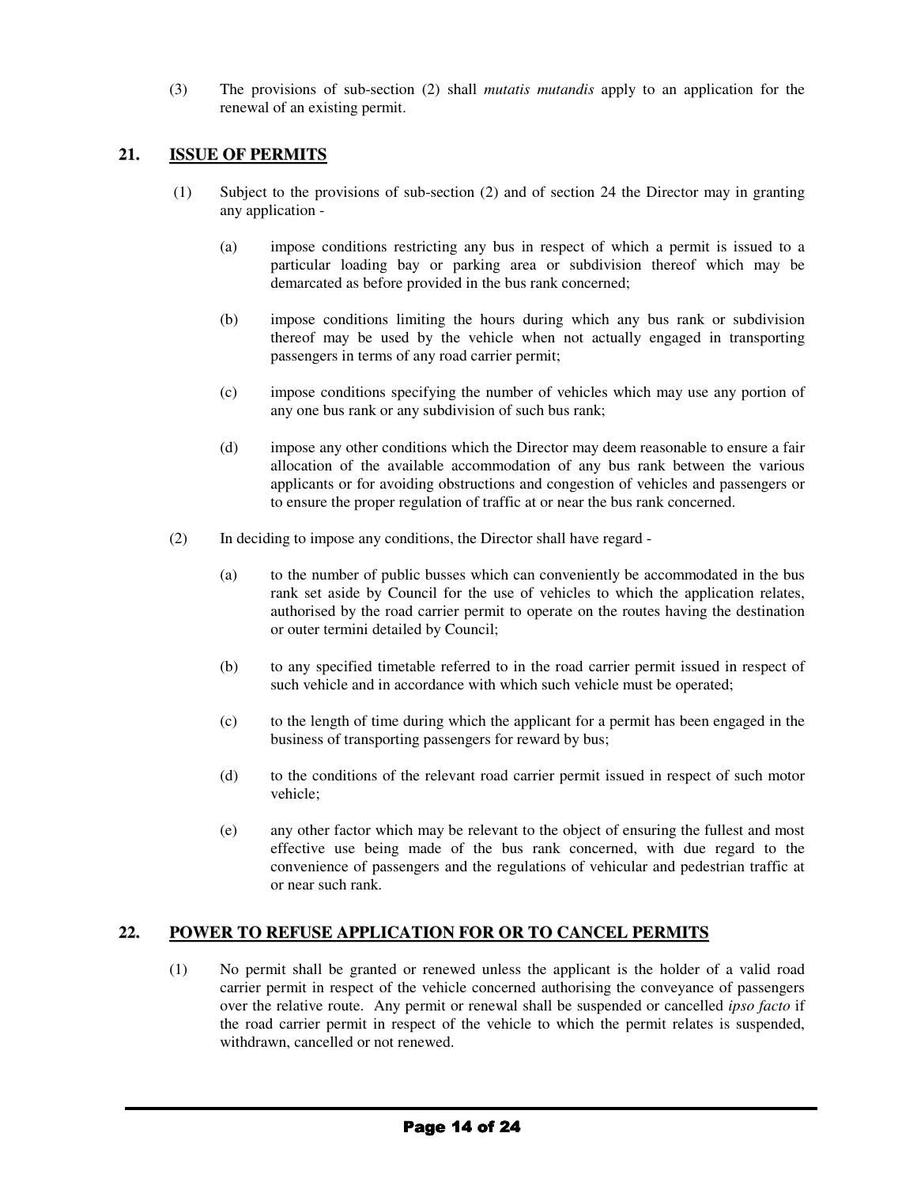(3) The provisions of sub-section (2) shall *mutatis mutandis* apply to an application for the renewal of an existing permit.

## 21. ISSUE OF PERMITS

(1) Subject to the provisions of sub-section (2) and of section 24 the Director may in granting any application -

(a) impose conditions restricting any bus in respect of which a permit is issued to a particular loading bay or parking area or subdivision thereof which may be demarcated as before provided in the bus rank concerned;

(b) impose conditions limiting the hours during which any bus rank or subdivision thereof may be used by the vehicle when not actually engaged in transporting passengers in terms of any road carrier permit;

(c) impose conditions specifying the number of vehicles which may use any portion of any one bus rank or any subdivision of such bus rank;

(d) impose any other conditions which the Director may deem reasonable to ensure a fair allocation of the available accommodation of any bus rank between the various applicants or for avoiding obstructions and congestion of vehicles and passengers or to ensure the proper regulation of traffic at or near the bus rank concerned.

(2) In deciding to impose any conditions, the Director shall have regard -

(a) to the number of public busses which can conveniently be accommodated in the bus rank set aside by Council for the use of vehicles to which the application relates, authorised by the road carrier permit to operate on the routes having the destination or outer termini detailed by Council;

(b) to any specified timetable referred to in the road carrier permit issued in respect of such vehicle and in accordance with which such vehicle must be operated;

(c) to the length of time during which the applicant for a permit has been engaged in the business of transporting passengers for reward by bus;

(d) to the conditions of the relevant road carrier permit issued in respect of such motor vehicle;

(e) any other factor which may be relevant to the object of ensuring the fullest and most effective use being made of the bus rank concerned, with due regard to the convenience of passengers and the regulations of vehicular and pedestrian traffic at or near such rank.

## 22. POWER TO REFUSE APPLICATION FOR OR TO CANCEL PERMITS

(1) No permit shall be granted or renewed unless the applicant is the holder of a valid road carrier permit in respect of the vehicle concerned authorising the conveyance of passengers over the relative route. Any permit or renewal shall be suspended or cancelled *ipso facto* if the road carrier permit in respect of the vehicle to which the permit relates is suspended, withdrawn, cancelled or not renewed.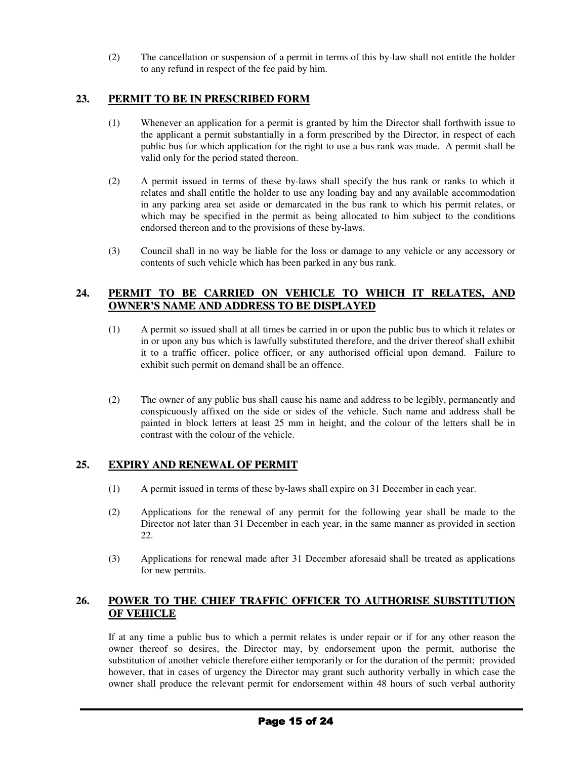(2) The cancellation or suspension of a permit in terms of this by-law shall not entitle the holder to any refund in respect of the fee paid by him.

## 23. PERMIT TO BE IN PRESCRIBED FORM

(1) Whenever an application for a permit is granted by him the Director shall forthwith issue to the applicant a permit substantially in a form prescribed by the Director, in respect of each public bus for which application for the right to use a bus rank was made. A permit shall be valid only for the period stated thereon.

(2) A permit issued in terms of these by-laws shall specify the bus rank or ranks to which it relates and shall entitle the holder to use any loading bay and any available accommodation in any parking area set aside or demarcated in the bus rank to which his permit relates, or which may be specified in the permit as being allocated to him subject to the conditions endorsed thereon and to the provisions of these by-laws.

(3) Council shall in no way be liable for the loss or damage to any vehicle or any accessory or contents of such vehicle which has been parked in any bus rank.

## 24. PERMIT TO BE CARRIED ON VEHICLE TO WHICH IT RELATES, AND OWNER'S NAME AND ADDRESS TO BE DISPLAYED

(1) A permit so issued shall at all times be carried in or upon the public bus to which it relates or in or upon any bus which is lawfully substituted therefore, and the driver thereof shall exhibit it to a traffic officer, police officer, or any authorised official upon demand. Failure to exhibit such permit on demand shall be an offence.

(2) The owner of any public bus shall cause his name and address to be legibly, permanently and conspicuously affixed on the side or sides of the vehicle. Such name and address shall be painted in block letters at least 25 mm in height, and the colour of the letters shall be in contrast with the colour of the vehicle.

## 25. EXPIRY AND RENEWAL OF PERMIT

(1) A permit issued in terms of these by-laws shall expire on 31 December in each year.

(2) Applications for the renewal of any permit for the following year shall be made to the Director not later than 31 December in each year, in the same manner as provided in section 22.

(3) Applications for renewal made after 31 December aforesaid shall be treated as applications for new permits.

## 26. POWER TO THE CHIEF TRAFFIC OFFICER TO AUTHORISE SUBSTITUTION OF VEHICLE

If at any time a public bus to which a permit relates is under repair or if for any other reason the owner thereof so desires, the Director may, by endorsement upon the permit, authorise the substitution of another vehicle therefore either temporarily or for the duration of the permit; provided however, that in cases of urgency the Director may grant such authority verbally in which case the owner shall produce the relevant permit for endorsement within 48 hours of such verbal authority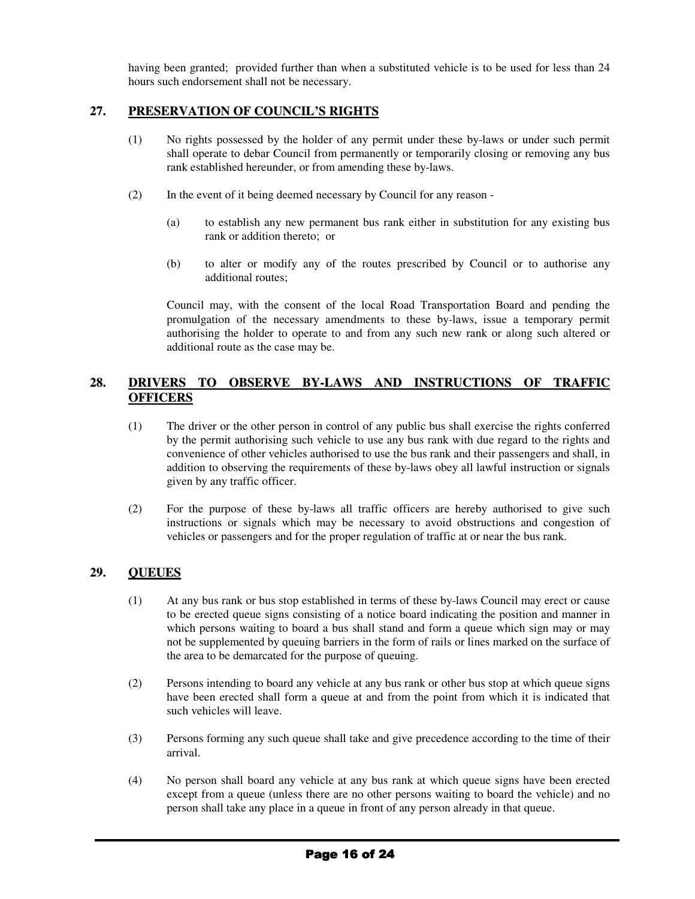having been granted; provided further than when a substituted vehicle is to be used for less than 24 hours such endorsement shall not be necessary.

## 27. PRESERVATION OF COUNCIL'S RIGHTS

(1) No rights possessed by the holder of any permit under these by-laws or under such permit shall operate to debar Council from permanently or temporarily closing or removing any bus rank established hereunder, or from amending these by-laws.

(2) In the event of it being deemed necessary by Council for any reason -

(a) to establish any new permanent bus rank either in substitution for any existing bus rank or addition thereto; or

(b) to alter or modify any of the routes prescribed by Council or to authorise any additional routes;

Council may, with the consent of the local Road Transportation Board and pending the promulgation of the necessary amendments to these by-laws, issue a temporary permit authorising the holder to operate to and from any such new rank or along such altered or additional route as the case may be.

## 28. DRIVERS TO OBSERVE BY-LAWS AND INSTRUCTIONS OF TRAFFIC OFFICERS

(1) The driver or the other person in control of any public bus shall exercise the rights conferred by the permit authorising such vehicle to use any bus rank with due regard to the rights and convenience of other vehicles authorised to use the bus rank and their passengers and shall, in addition to observing the requirements of these by-laws obey all lawful instruction or signals given by any traffic officer.

(2) For the purpose of these by-laws all traffic officers are hereby authorised to give such instructions or signals which may be necessary to avoid obstructions and congestion of vehicles or passengers and for the proper regulation of traffic at or near the bus rank.

## 29. QUEUES

(1) At any bus rank or bus stop established in terms of these by-laws Council may erect or cause to be erected queue signs consisting of a notice board indicating the position and manner in which persons waiting to board a bus shall stand and form a queue which sign may or may not be supplemented by queuing barriers in the form of rails or lines marked on the surface of the area to be demarcated for the purpose of queuing.

(2) Persons intending to board any vehicle at any bus rank or other bus stop at which queue signs have been erected shall form a queue at and from the point from which it is indicated that such vehicles will leave.

(3) Persons forming any such queue shall take and give precedence according to the time of their arrival.

(4) No person shall board any vehicle at any bus rank at which queue signs have been erected except from a queue (unless there are no other persons waiting to board the vehicle) and no person shall take any place in a queue in front of any person already in that queue.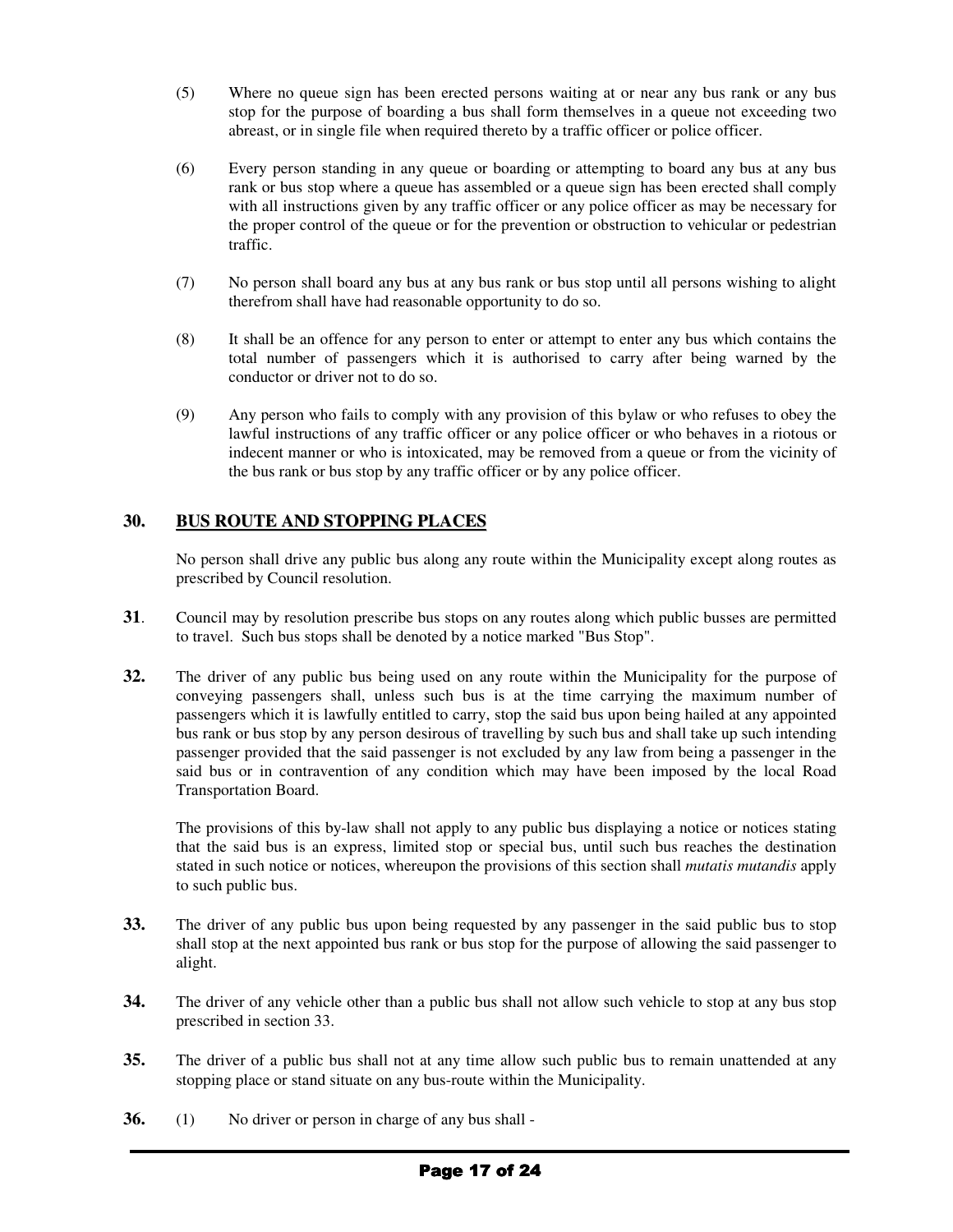(5) Where no queue sign has been erected persons waiting at or near any bus rank or any bus stop for the purpose of boarding a bus shall form themselves in a queue not exceeding two abreast, or in single file when required thereto by a traffic officer or police officer.

(6) Every person standing in any queue or boarding or attempting to board any bus at any bus rank or bus stop where a queue has assembled or a queue sign has been erected shall comply with all instructions given by any traffic officer or any police officer as may be necessary for the proper control of the queue or for the prevention or obstruction to vehicular or pedestrian traffic.

(7) No person shall board any bus at any bus rank or bus stop until all persons wishing to alight therefrom shall have had reasonable opportunity to do so.

(8) It shall be an offence for any person to enter or attempt to enter any bus which contains the total number of passengers which it is authorised to carry after being warned by the conductor or driver not to do so.

(9) Any person who fails to comply with any provision of this bylaw or who refuses to obey the lawful instructions of any traffic officer or any police officer or who behaves in a riotous or indecent manner or who is intoxicated, may be removed from a queue or from the vicinity of the bus rank or bus stop by any traffic officer or by any police officer.

## 30. BUS ROUTE AND STOPPING PLACES

No person shall drive any public bus along any route within the Municipality except along routes as prescribed by Council resolution.

**31**. Council may by resolution prescribe bus stops on any routes along which public busses are permitted to travel. Such bus stops shall be denoted by a notice marked "Bus Stop".

**32.** The driver of any public bus being used on any route within the Municipality for the purpose of conveying passengers shall, unless such bus is at the time carrying the maximum number of passengers which it is lawfully entitled to carry, stop the said bus upon being hailed at any appointed bus rank or bus stop by any person desirous of travelling by such bus and shall take up such intending passenger provided that the said passenger is not excluded by any law from being a passenger in the said bus or in contravention of any condition which may have been imposed by the local Road Transportation Board.

The provisions of this by-law shall not apply to any public bus displaying a notice or notices stating that the said bus is an express, limited stop or special bus, until such bus reaches the destination stated in such notice or notices, whereupon the provisions of this section shall *mutatis mutandis* apply to such public bus.

**33.** The driver of any public bus upon being requested by any passenger in the said public bus to stop shall stop at the next appointed bus rank or bus stop for the purpose of allowing the said passenger to alight.

**34.** The driver of any vehicle other than a public bus shall not allow such vehicle to stop at any bus stop prescribed in section 33.

**35.** The driver of a public bus shall not at any time allow such public bus to remain unattended at any stopping place or stand situate on any bus-route within the Municipality.

**36.** (1) No driver or person in charge of any bus shall -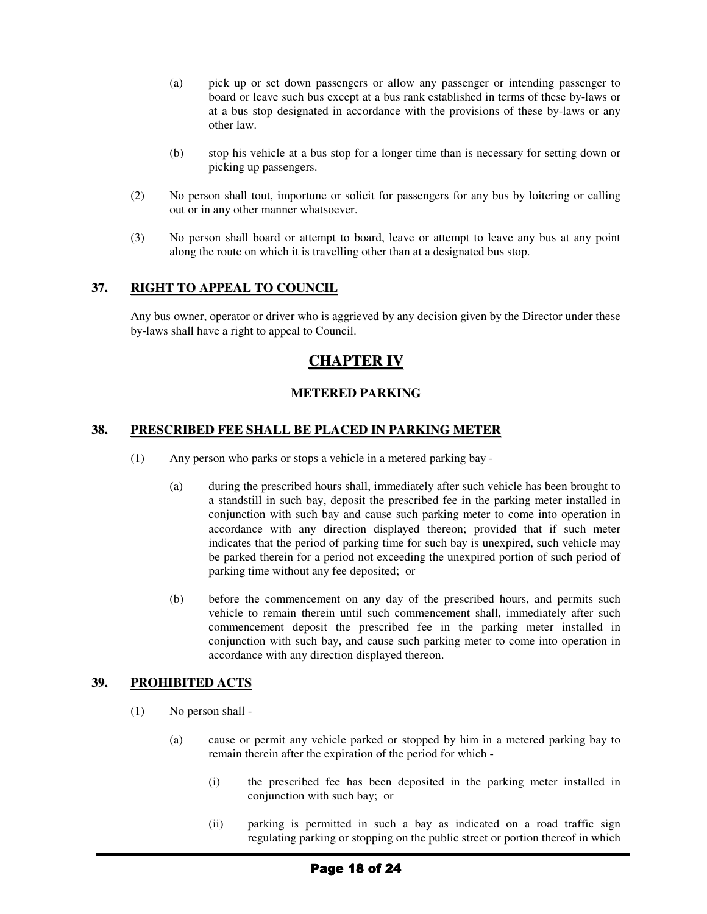(a) pick up or set down passengers or allow any passenger or intending passenger to board or leave such bus except at a bus rank established in terms of these by-laws or at a bus stop designated in accordance with the provisions of these by-laws or any other law.

(b) stop his vehicle at a bus stop for a longer time than is necessary for setting down or picking up passengers.

(2) No person shall tout, importune or solicit for passengers for any bus by loitering or calling out or in any other manner whatsoever.

(3) No person shall board or attempt to board, leave or attempt to leave any bus at any point along the route on which it is travelling other than at a designated bus stop.

### 37. RIGHT TO APPEAL TO COUNCIL

Any bus owner, operator or driver who is aggrieved by any decision given by the Director under these by-laws shall have a right to appeal to Council.

## CHAPTER IV

### METERED PARKING

### 38. PRESCRIBED FEE SHALL BE PLACED IN PARKING METER

(1) Any person who parks or stops a vehicle in a metered parking bay -

(a) during the prescribed hours shall, immediately after such vehicle has been brought to a standstill in such bay, deposit the prescribed fee in the parking meter installed in conjunction with such bay and cause such parking meter to come into operation in accordance with any direction displayed thereon; provided that if such meter indicates that the period of parking time for such bay is unexpired, such vehicle may be parked therein for a period not exceeding the unexpired portion of such period of parking time without any fee deposited; or

(b) before the commencement on any day of the prescribed hours, and permits such vehicle to remain therein until such commencement shall, immediately after such commencement deposit the prescribed fee in the parking meter installed in conjunction with such bay, and cause such parking meter to come into operation in accordance with any direction displayed thereon.

### 39. PROHIBITED ACTS

(1) No person shall -

(a) cause or permit any vehicle parked or stopped by him in a metered parking bay to remain therein after the expiration of the period for which -

(i) the prescribed fee has been deposited in the parking meter installed in conjunction with such bay; or

(ii) parking is permitted in such a bay as indicated on a road traffic sign regulating parking or stopping on the public street or portion thereof in which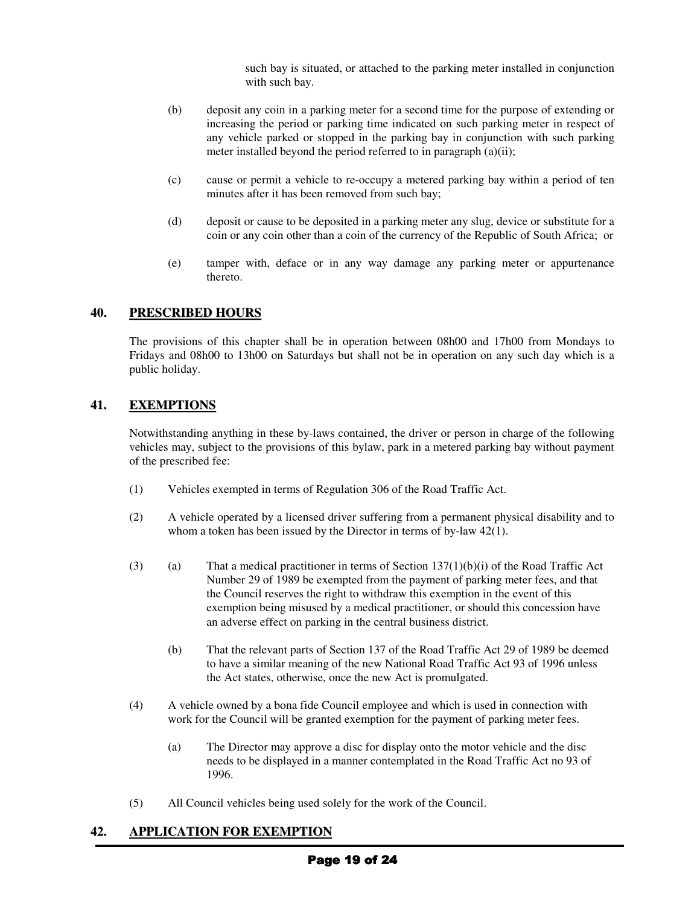such bay is situated, or attached to the parking meter installed in conjunction with such bay.

(b) deposit any coin in a parking meter for a second time for the purpose of extending or increasing the period or parking time indicated on such parking meter in respect of any vehicle parked or stopped in the parking bay in conjunction with such parking meter installed beyond the period referred to in paragraph (a)(ii);

(c) cause or permit a vehicle to re-occupy a metered parking bay within a period of ten minutes after it has been removed from such bay;

(d) deposit or cause to be deposited in a parking meter any slug, device or substitute for a coin or any coin other than a coin of the currency of the Republic of South Africa; or

(e) tamper with, deface or in any way damage any parking meter or appurtenance thereto.

## 40. PRESCRIBED HOURS

The provisions of this chapter shall be in operation between 08h00 and 17h00 from Mondays to Fridays and 08h00 to 13h00 on Saturdays but shall not be in operation on any such day which is a public holiday.

## 41. EXEMPTIONS

Notwithstanding anything in these by-laws contained, the driver or person in charge of the following vehicles may, subject to the provisions of this bylaw, park in a metered parking bay without payment of the prescribed fee:

(1) Vehicles exempted in terms of Regulation 306 of the Road Traffic Act.

(2) A vehicle operated by a licensed driver suffering from a permanent physical disability and to whom a token has been issued by the Director in terms of by-law 42(1).

(3) (a) That a medical practitioner in terms of Section 137(1)(b)(i) of the Road Traffic Act Number 29 of 1989 be exempted from the payment of parking meter fees, and that the Council reserves the right to withdraw this exemption in the event of this exemption being misused by a medical practitioner, or should this concession have an adverse effect on parking in the central business district.

(b) That the relevant parts of Section 137 of the Road Traffic Act 29 of 1989 be deemed to have a similar meaning of the new National Road Traffic Act 93 of 1996 unless the Act states, otherwise, once the new Act is promulgated.

(4) A vehicle owned by a bona fide Council employee and which is used in connection with work for the Council will be granted exemption for the payment of parking meter fees.

(a) The Director may approve a disc for display onto the motor vehicle and the disc needs to be displayed in a manner contemplated in the Road Traffic Act no 93 of 1996.

(5) All Council vehicles being used solely for the work of the Council.

## 42. APPLICATION FOR EXEMPTION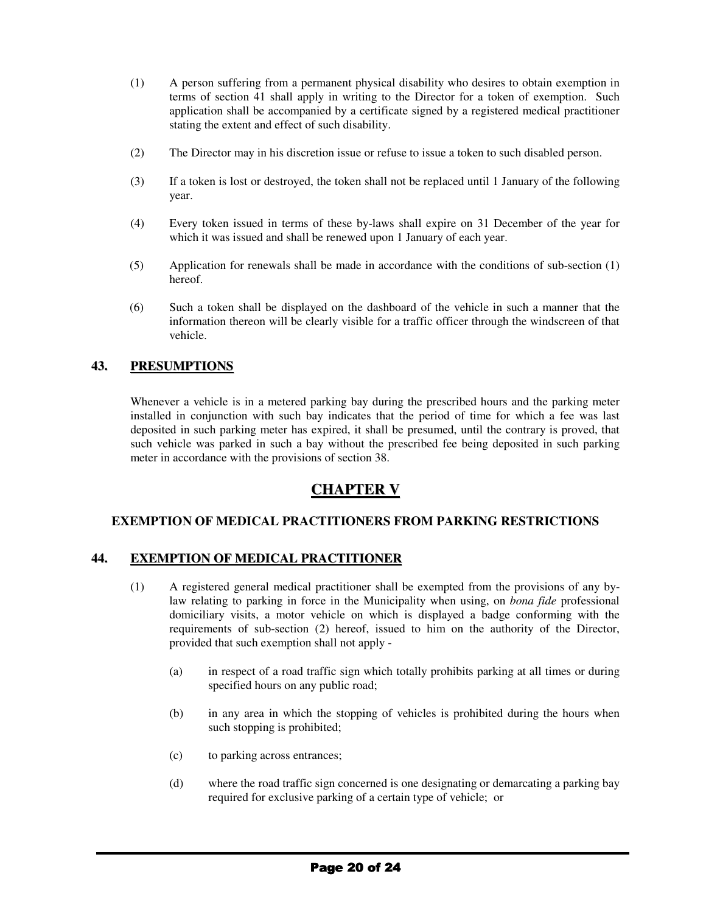(1) A person suffering from a permanent physical disability who desires to obtain exemption in terms of section 41 shall apply in writing to the Director for a token of exemption. Such application shall be accompanied by a certificate signed by a registered medical practitioner stating the extent and effect of such disability.

(2) The Director may in his discretion issue or refuse to issue a token to such disabled person.

(3) If a token is lost or destroyed, the token shall not be replaced until 1 January of the following year.

(4) Every token issued in terms of these by-laws shall expire on 31 December of the year for which it was issued and shall be renewed upon 1 January of each year.

(5) Application for renewals shall be made in accordance with the conditions of sub-section (1) hereof.

(6) Such a token shall be displayed on the dashboard of the vehicle in such a manner that the information thereon will be clearly visible for a traffic officer through the windscreen of that vehicle.

## 43. PRESUMPTIONS

Whenever a vehicle is in a metered parking bay during the prescribed hours and the parking meter installed in conjunction with such bay indicates that the period of time for which a fee was last deposited in such parking meter has expired, it shall be presumed, until the contrary is proved, that such vehicle was parked in such a bay without the prescribed fee being deposited in such parking meter in accordance with the provisions of section 38.

# CHAPTER V

## EXEMPTION OF MEDICAL PRACTITIONERS FROM PARKING RESTRICTIONS

## 44. EXEMPTION OF MEDICAL PRACTITIONER

(1) A registered general medical practitioner shall be exempted from the provisions of any by-law relating to parking in force in the Municipality when using, on *bona fide* professional domiciliary visits, a motor vehicle on which is displayed a badge conforming with the requirements of sub-section (2) hereof, issued to him on the authority of the Director, provided that such exemption shall not apply -

(a) in respect of a road traffic sign which totally prohibits parking at all times or during specified hours on any public road;

(b) in any area in which the stopping of vehicles is prohibited during the hours when such stopping is prohibited;

(c) to parking across entrances;

(d) where the road traffic sign concerned is one designating or demarcating a parking bay required for exclusive parking of a certain type of vehicle; or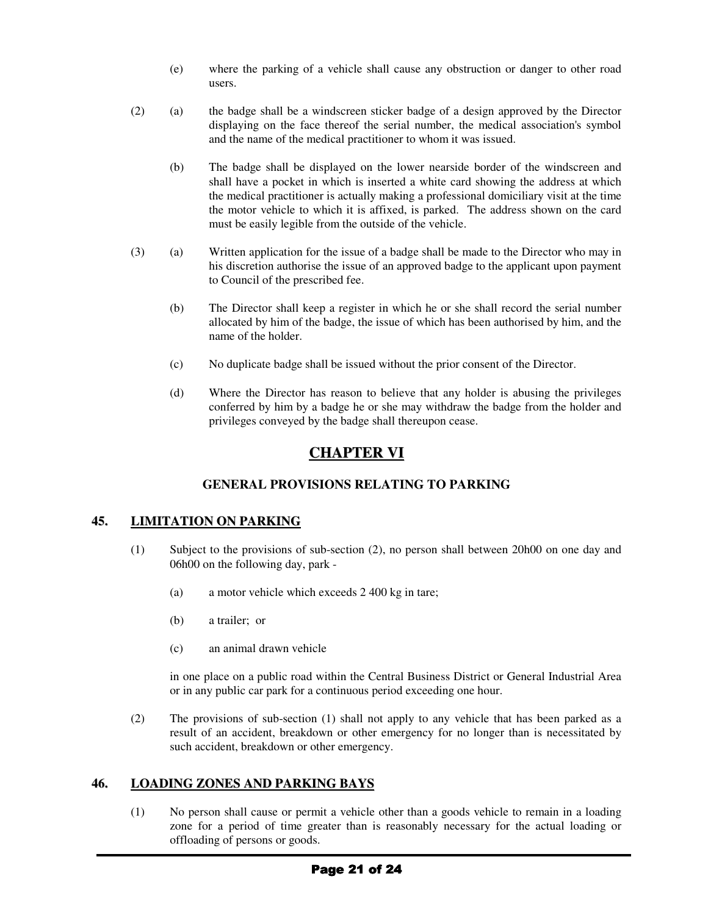(e) where the parking of a vehicle shall cause any obstruction or danger to other road users.

(2) (a) the badge shall be a windscreen sticker badge of a design approved by the Director displaying on the face thereof the serial number, the medical association's symbol and the name of the medical practitioner to whom it was issued.

(b) The badge shall be displayed on the lower nearside border of the windscreen and shall have a pocket in which is inserted a white card showing the address at which the medical practitioner is actually making a professional domiciliary visit at the time the motor vehicle to which it is affixed, is parked. The address shown on the card must be easily legible from the outside of the vehicle.

(3) (a) Written application for the issue of a badge shall be made to the Director who may in his discretion authorise the issue of an approved badge to the applicant upon payment to Council of the prescribed fee.

(b) The Director shall keep a register in which he or she shall record the serial number allocated by him of the badge, the issue of which has been authorised by him, and the name of the holder.

(c) No duplicate badge shall be issued without the prior consent of the Director.

(d) Where the Director has reason to believe that any holder is abusing the privileges conferred by him by a badge he or she may withdraw the badge from the holder and privileges conveyed by the badge shall thereupon cease.

# CHAPTER VI

## GENERAL PROVISIONS RELATING TO PARKING

### 45. LIMITATION ON PARKING

(1) Subject to the provisions of sub-section (2), no person shall between 20h00 on one day and 06h00 on the following day, park -

(a) a motor vehicle which exceeds 2 400 kg in tare;

(b) a trailer; or

(c) an animal drawn vehicle

in one place on a public road within the Central Business District or General Industrial Area or in any public car park for a continuous period exceeding one hour.

(2) The provisions of sub-section (1) shall not apply to any vehicle that has been parked as a result of an accident, breakdown or other emergency for no longer than is necessitated by such accident, breakdown or other emergency.

### 46. LOADING ZONES AND PARKING BAYS

(1) No person shall cause or permit a vehicle other than a goods vehicle to remain in a loading zone for a period of time greater than is reasonably necessary for the actual loading or offloading of persons or goods.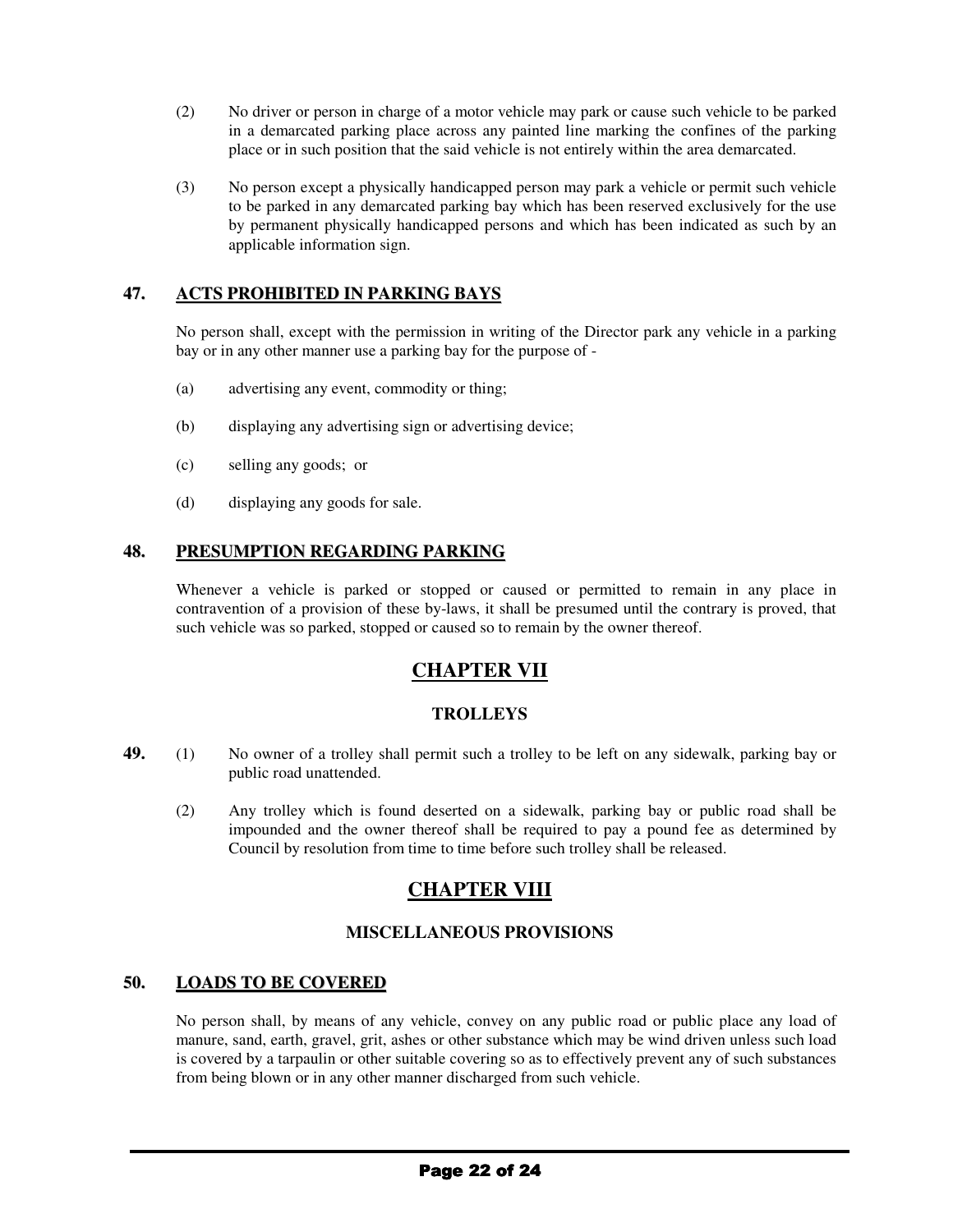(2) No driver or person in charge of a motor vehicle may park or cause such vehicle to be parked in a demarcated parking place across any painted line marking the confines of the parking place or in such position that the said vehicle is not entirely within the area demarcated.

(3) No person except a physically handicapped person may park a vehicle or permit such vehicle to be parked in any demarcated parking bay which has been reserved exclusively for the use by permanent physically handicapped persons and which has been indicated as such by an applicable information sign.

### 47. ACTS PROHIBITED IN PARKING BAYS

No person shall, except with the permission in writing of the Director park any vehicle in a parking bay or in any other manner use a parking bay for the purpose of -

(a) advertising any event, commodity or thing;

(b) displaying any advertising sign or advertising device;

(c) selling any goods; or

(d) displaying any goods for sale.

### 48. PRESUMPTION REGARDING PARKING

Whenever a vehicle is parked or stopped or caused or permitted to remain in any place in contravention of a provision of these by-laws, it shall be presumed until the contrary is proved, that such vehicle was so parked, stopped or caused so to remain by the owner thereof.

## CHAPTER VII

### TROLLEYS

**49.** (1) No owner of a trolley shall permit such a trolley to be left on any sidewalk, parking bay or public road unattended.

(2) Any trolley which is found deserted on a sidewalk, parking bay or public road shall be impounded and the owner thereof shall be required to pay a pound fee as determined by Council by resolution from time to time before such trolley shall be released.

## CHAPTER VIII

### MISCELLANEOUS PROVISIONS

### 50. LOADS TO BE COVERED

No person shall, by means of any vehicle, convey on any public road or public place any load of manure, sand, earth, gravel, grit, ashes or other substance which may be wind driven unless such load is covered by a tarpaulin or other suitable covering so as to effectively prevent any of such substances from being blown or in any other manner discharged from such vehicle.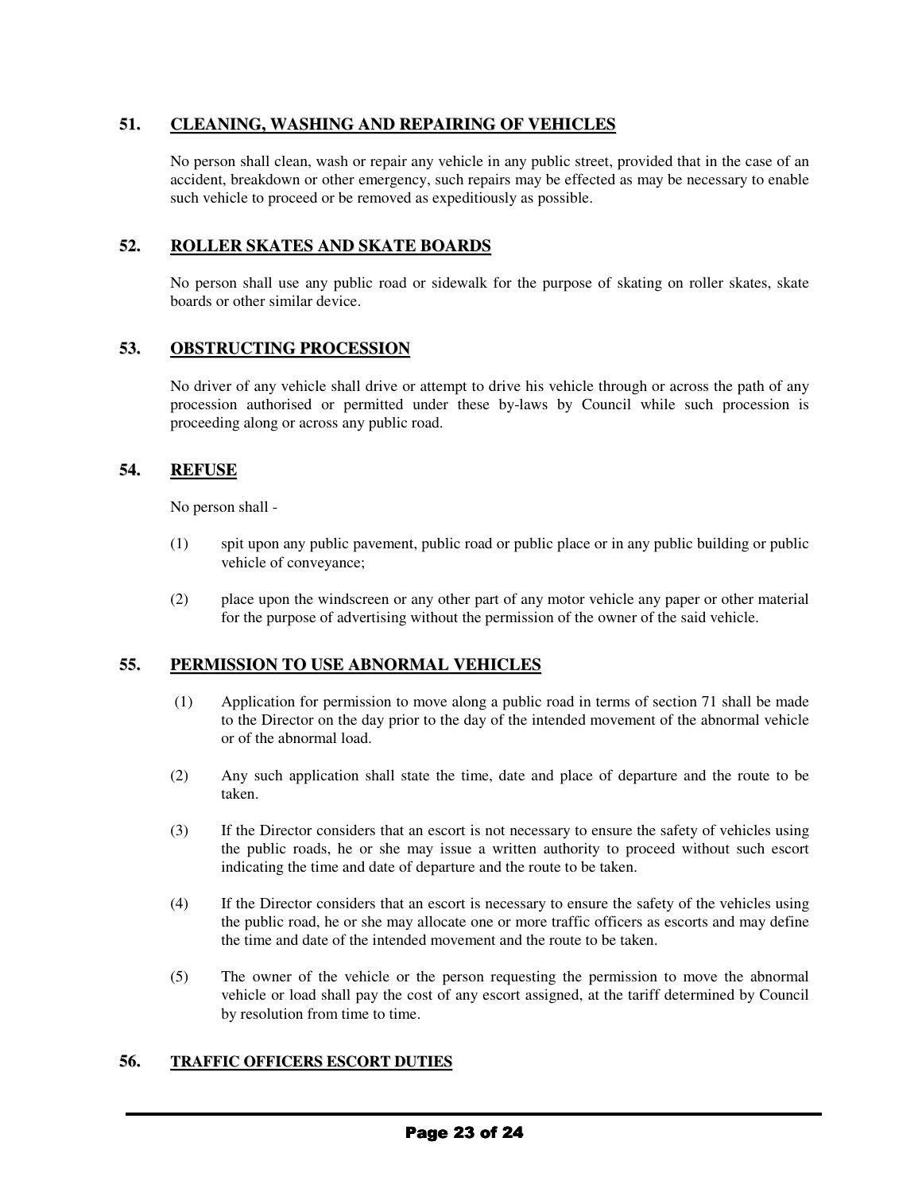## 51. CLEANING, WASHING AND REPAIRING OF VEHICLES

No person shall clean, wash or repair any vehicle in any public street, provided that in the case of an accident, breakdown or other emergency, such repairs may be effected as may be necessary to enable such vehicle to proceed or be removed as expeditiously as possible.

## 52. ROLLER SKATES AND SKATE BOARDS

No person shall use any public road or sidewalk for the purpose of skating on roller skates, skate boards or other similar device.

## 53. OBSTRUCTING PROCESSION

No driver of any vehicle shall drive or attempt to drive his vehicle through or across the path of any procession authorised or permitted under these by-laws by Council while such procession is proceeding along or across any public road.

## 54. REFUSE

No person shall -

(1) spit upon any public pavement, public road or public place or in any public building or public vehicle of conveyance;

(2) place upon the windscreen or any other part of any motor vehicle any paper or other material for the purpose of advertising without the permission of the owner of the said vehicle.

## 55. PERMISSION TO USE ABNORMAL VEHICLES

(1) Application for permission to move along a public road in terms of section 71 shall be made to the Director on the day prior to the day of the intended movement of the abnormal vehicle or of the abnormal load.

(2) Any such application shall state the time, date and place of departure and the route to be taken.

(3) If the Director considers that an escort is not necessary to ensure the safety of vehicles using the public roads, he or she may issue a written authority to proceed without such escort indicating the time and date of departure and the route to be taken.

(4) If the Director considers that an escort is necessary to ensure the safety of the vehicles using the public road, he or she may allocate one or more traffic officers as escorts and may define the time and date of the intended movement and the route to be taken.

(5) The owner of the vehicle or the person requesting the permission to move the abnormal vehicle or load shall pay the cost of any escort assigned, at the tariff determined by Council by resolution from time to time.

## 56. TRAFFIC OFFICERS ESCORT DUTIES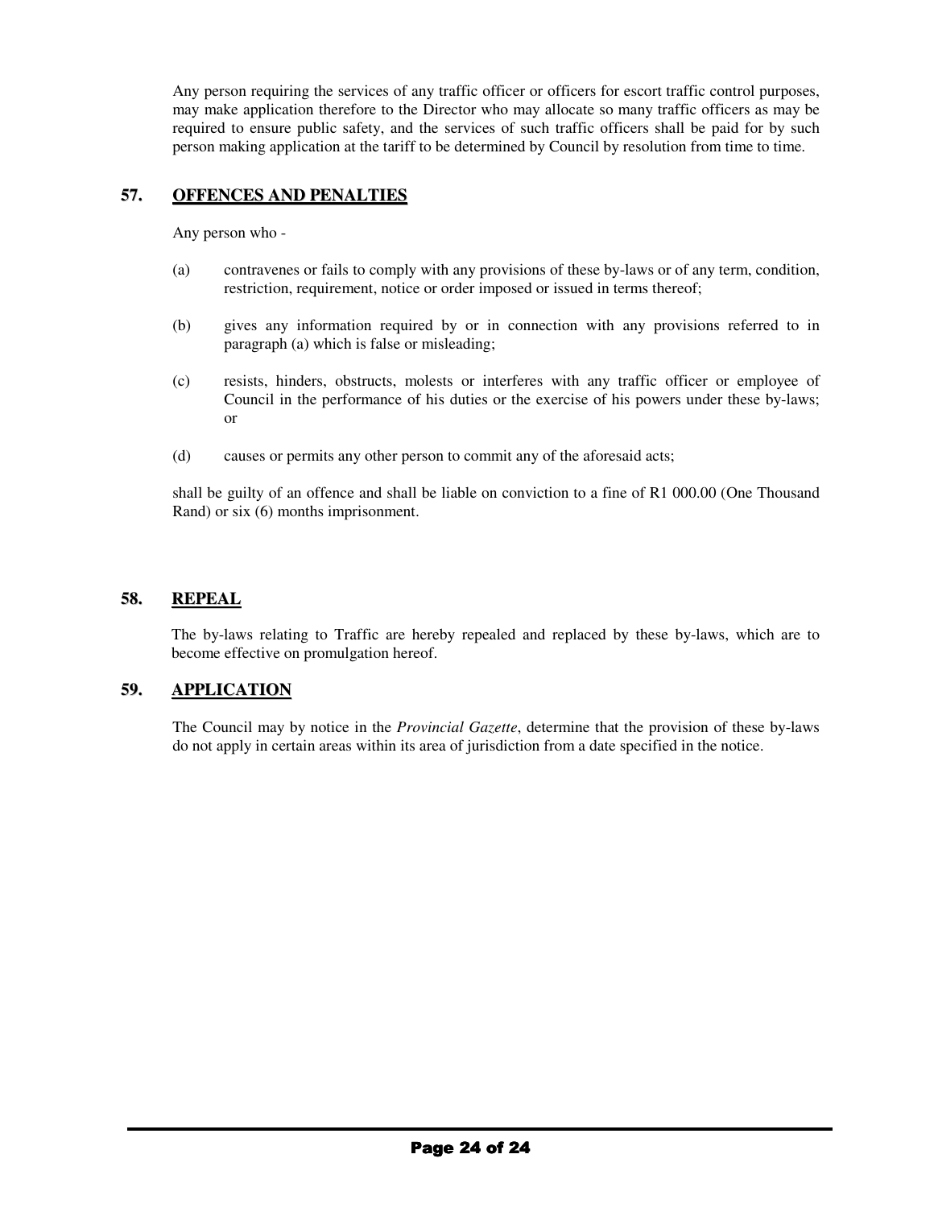Any person requiring the services of any traffic officer or officers for escort traffic control purposes, may make application therefore to the Director who may allocate so many traffic officers as may be required to ensure public safety, and the services of such traffic officers shall be paid for by such person making application at the tariff to be determined by Council by resolution from time to time.

## 57. OFFENCES AND PENALTIES

Any person who -

(a) contravenes or fails to comply with any provisions of these by-laws or of any term, condition, restriction, requirement, notice or order imposed or issued in terms thereof;

(b) gives any information required by or in connection with any provisions referred to in paragraph (a) which is false or misleading;

(c) resists, hinders, obstructs, molests or interferes with any traffic officer or employee of Council in the performance of his duties or the exercise of his powers under these by-laws; or

(d) causes or permits any other person to commit any of the aforesaid acts;

shall be guilty of an offence and shall be liable on conviction to a fine of R1 000.00 (One Thousand Rand) or six (6) months imprisonment.

## 58. REPEAL

The by-laws relating to Traffic are hereby repealed and replaced by these by-laws, which are to become effective on promulgation hereof.

## 59. APPLICATION

The Council may by notice in the *Provincial Gazette*, determine that the provision of these by-laws do not apply in certain areas within its area of jurisdiction from a date specified in the notice.